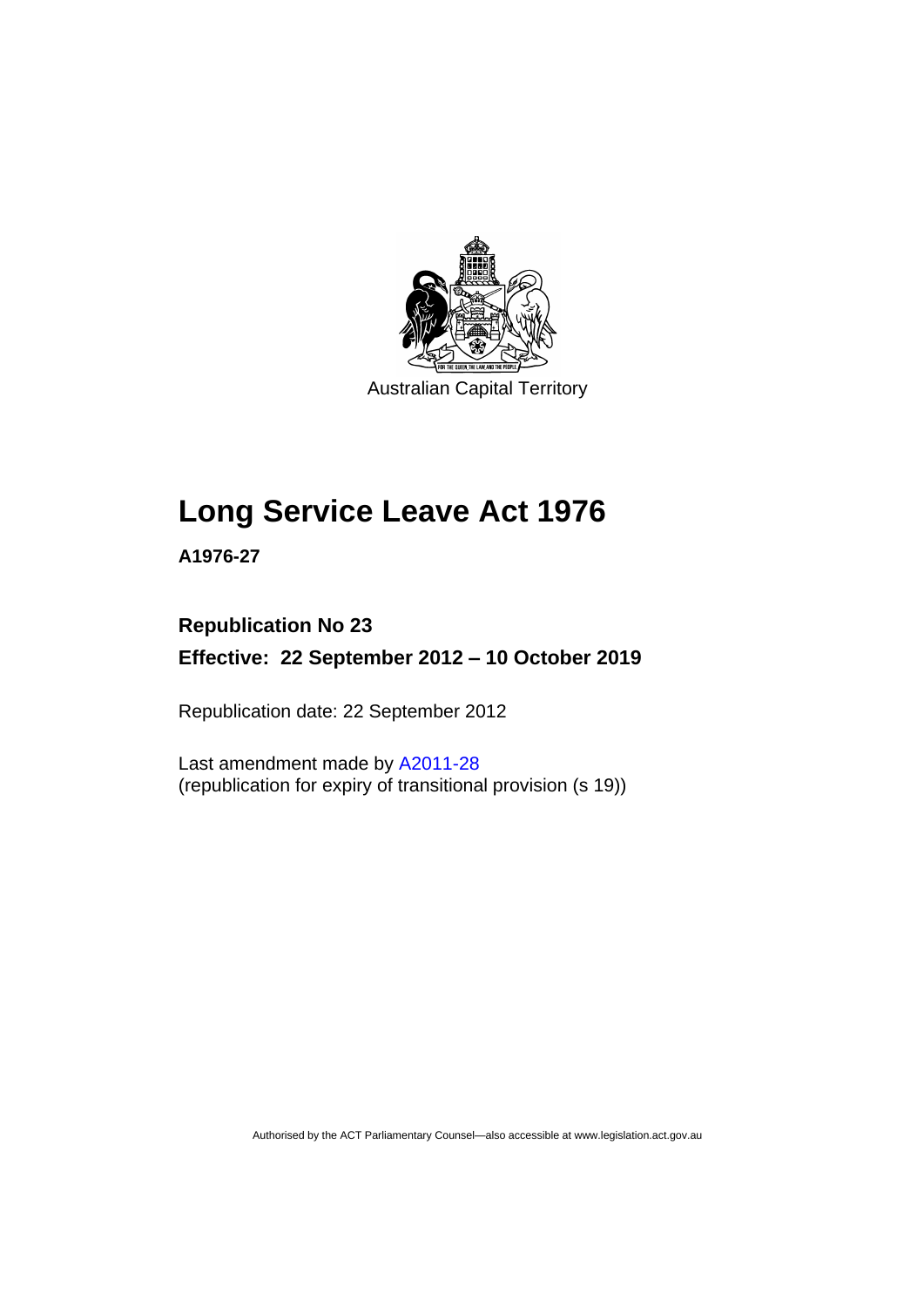Australian Capital Territory

# Long Service Leave Act 1976

**A1976-27**

**Republication No 23**

**Effective: 22 September 2012 – 10 October 2019**

Republication date: 22 September 2012

Last amendment made by A2011-28
(republication for expiry of transitional provision (s 19))

Authorised by the ACT Parliamentary Counsel—also accessible at www.legislation.act.gov.au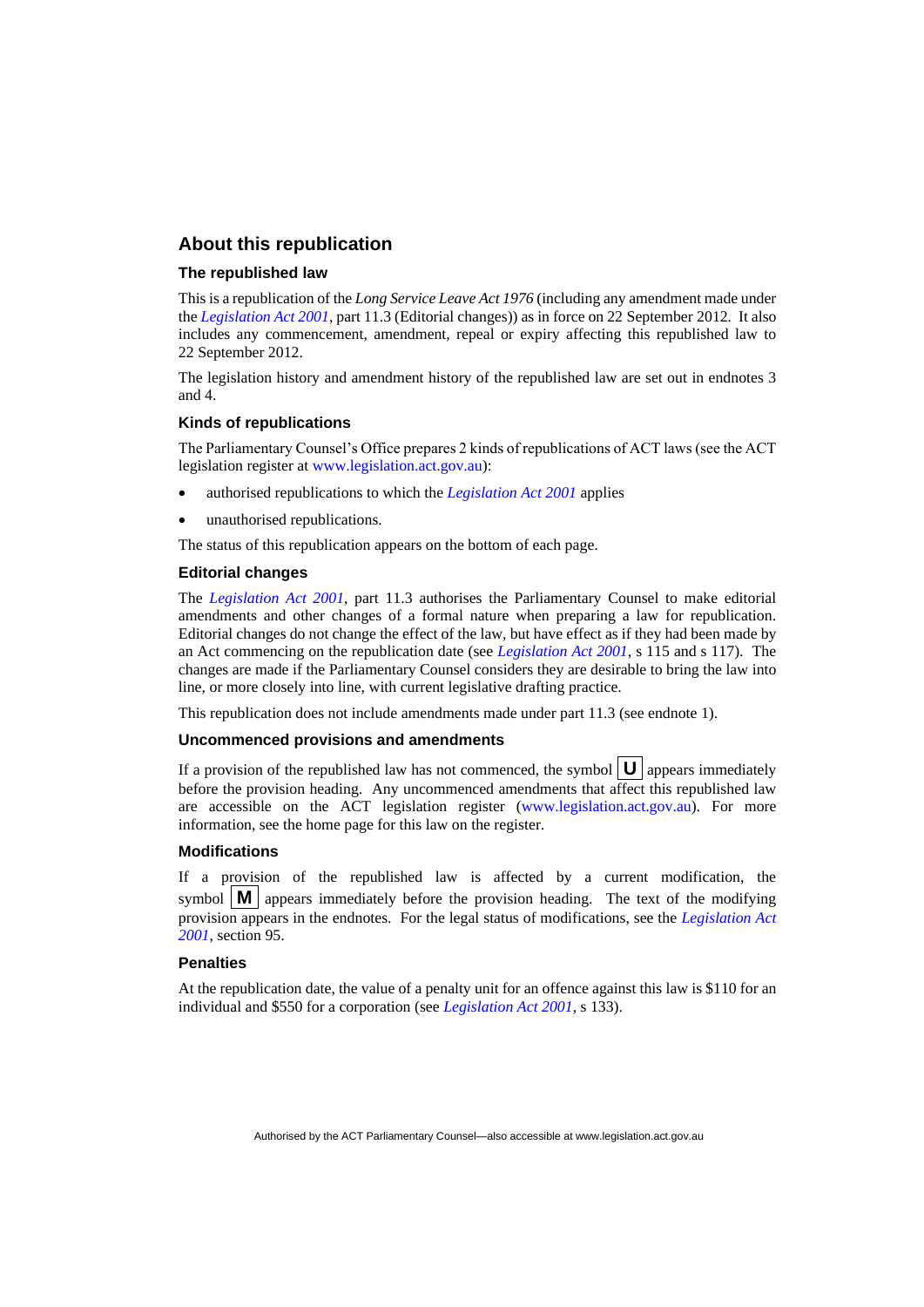## About this republication

### The republished law

This is a republication of the *Long Service Leave Act 1976* (including any amendment made under the *Legislation Act 2001*, part 11.3 (Editorial changes)) as in force on 22 September 2012. It also includes any commencement, amendment, repeal or expiry affecting this republished law to 22 September 2012.

The legislation history and amendment history of the republished law are set out in endnotes 3 and 4.

### Kinds of republications

The Parliamentary Counsel's Office prepares 2 kinds of republications of ACT laws (see the ACT legislation register at www.legislation.act.gov.au):

- authorised republications to which the *Legislation Act 2001* applies
- unauthorised republications.

The status of this republication appears on the bottom of each page.

### Editorial changes

The *Legislation Act 2001*, part 11.3 authorises the Parliamentary Counsel to make editorial amendments and other changes of a formal nature when preparing a law for republication. Editorial changes do not change the effect of the law, but have effect as if they had been made by an Act commencing on the republication date (see *Legislation Act 2001*, s 115 and s 117). The changes are made if the Parliamentary Counsel considers they are desirable to bring the law into line, or more closely into line, with current legislative drafting practice.

This republication does not include amendments made under part 11.3 (see endnote 1).

### Uncommenced provisions and amendments

If a provision of the republished law has not commenced, the symbol **U** appears immediately before the provision heading. Any uncommenced amendments that affect this republished law are accessible on the ACT legislation register (www.legislation.act.gov.au). For more information, see the home page for this law on the register.

### Modifications

If a provision of the republished law is affected by a current modification, the symbol **M** appears immediately before the provision heading. The text of the modifying provision appears in the endnotes. For the legal status of modifications, see the *Legislation Act 2001*, section 95.

### Penalties

At the republication date, the value of a penalty unit for an offence against this law is $110 for an individual and $550 for a corporation (see *Legislation Act 2001*, s 133).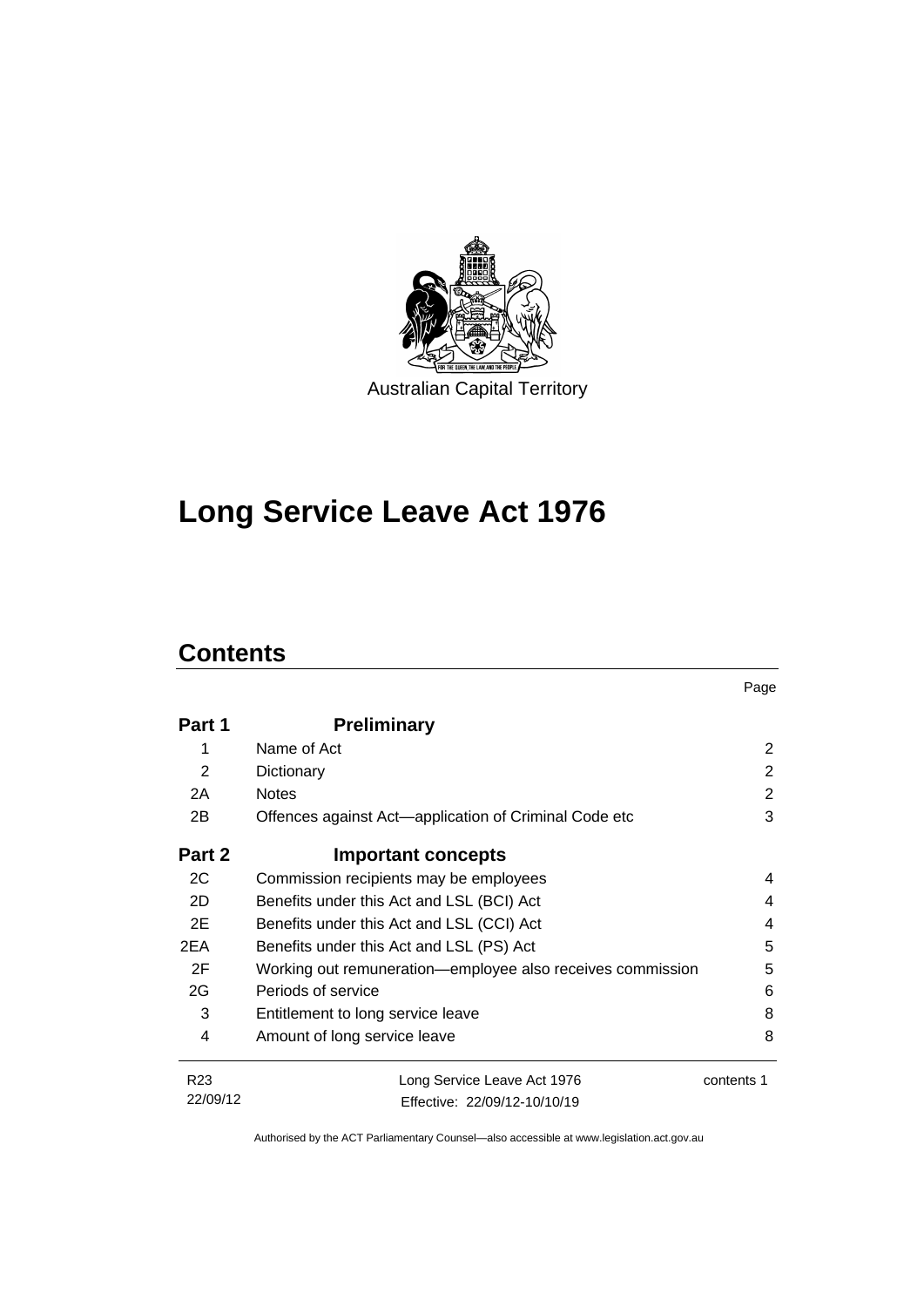Australian Capital Territory

# Long Service Leave Act 1976

## Contents

| | | Page |
|---|---|---|
| **Part 1** | **Preliminary** | |
| 1 | Name of Act | 2 |
| 2 | Dictionary | 2 |
| 2A | Notes | 2 |
| 2B | Offences against Act—application of Criminal Code etc | 3 |
| **Part 2** | **Important concepts** | |
| 2C | Commission recipients may be employees | 4 |
| 2D | Benefits under this Act and LSL (BCI) Act | 4 |
| 2E | Benefits under this Act and LSL (CCI) Act | 4 |
| 2EA | Benefits under this Act and LSL (PS) Act | 5 |
| 2F | Working out remuneration—employee also receives commission | 5 |
| 2G | Periods of service | 6 |
| 3 | Entitlement to long service leave | 8 |
| 4 | Amount of long service leave | 8 |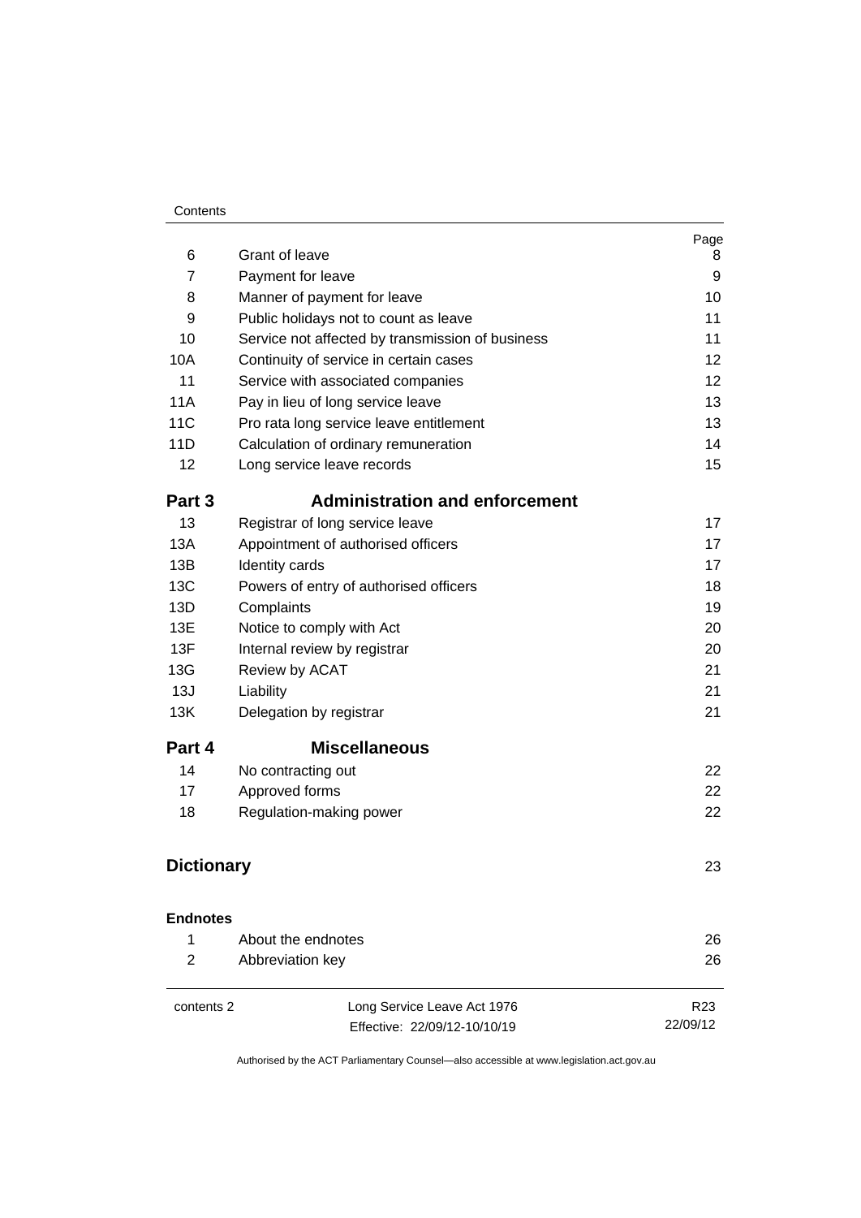| | | Page |
|---|---|---|
| 6 | Grant of leave | 8 |
| 7 | Payment for leave | 9 |
| 8 | Manner of payment for leave | 10 |
| 9 | Public holidays not to count as leave | 11 |
| 10 | Service not affected by transmission of business | 11 |
| 10A | Continuity of service in certain cases | 12 |
| 11 | Service with associated companies | 12 |
| 11A | Pay in lieu of long service leave | 13 |
| 11C | Pro rata long service leave entitlement | 13 |
| 11D | Calculation of ordinary remuneration | 14 |
| 12 | Long service leave records | 15 |

## Part 3 Administration and enforcement

| | | |
|---|---|---|
| 13 | Registrar of long service leave | 17 |
| 13A | Appointment of authorised officers | 17 |
| 13B | Identity cards | 17 |
| 13C | Powers of entry of authorised officers | 18 |
| 13D | Complaints | 19 |
| 13E | Notice to comply with Act | 20 |
| 13F | Internal review by registrar | 20 |
| 13G | Review by ACAT | 21 |
| 13J | Liability | 21 |
| 13K | Delegation by registrar | 21 |

## Part 4 Miscellaneous

| | | |
|---|---|---|
| 14 | No contracting out | 22 |
| 17 | Approved forms | 22 |
| 18 | Regulation-making power | 22 |

## Dictionary 23

## Endnotes

| | | |
|---|---|---|
| 1 | About the endnotes | 26 |
| 2 | Abbreviation key | 26 |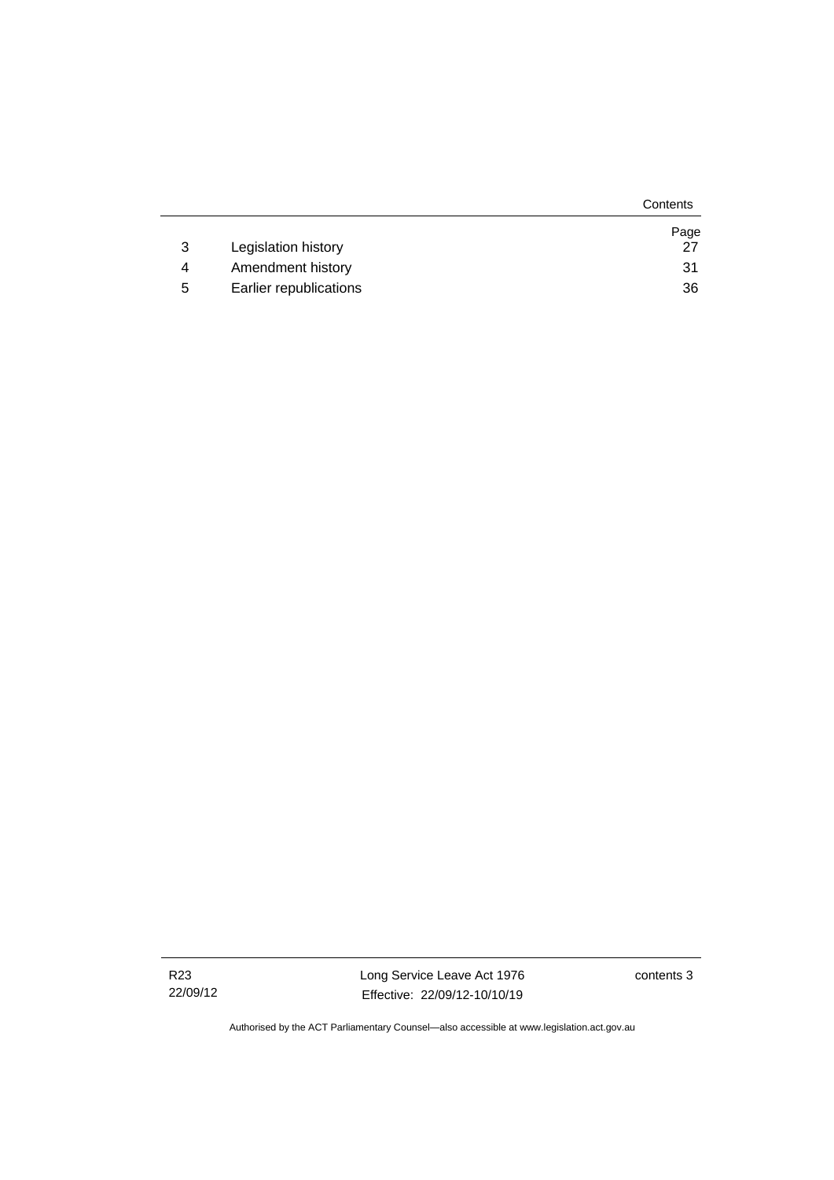| | | Page |
|---|---|---|
| 3 | Legislation history | 27 |
| 4 | Amendment history | 31 |
| 5 | Earlier republications | 36 |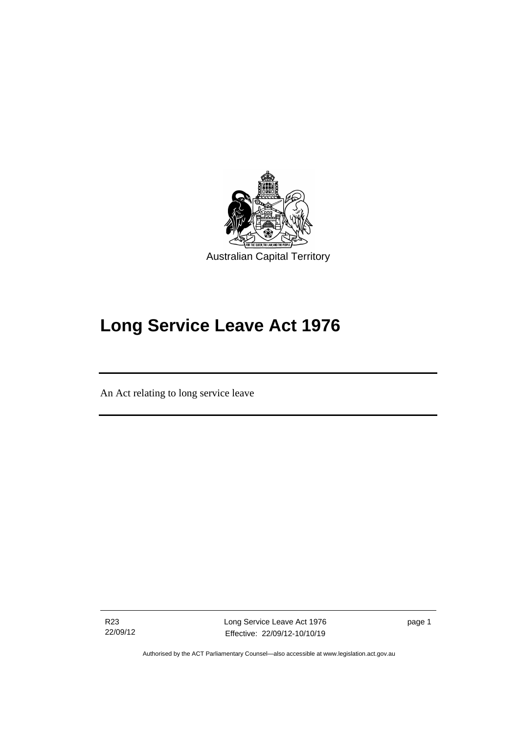Australian Capital Territory

# Long Service Leave Act 1976

An Act relating to long service leave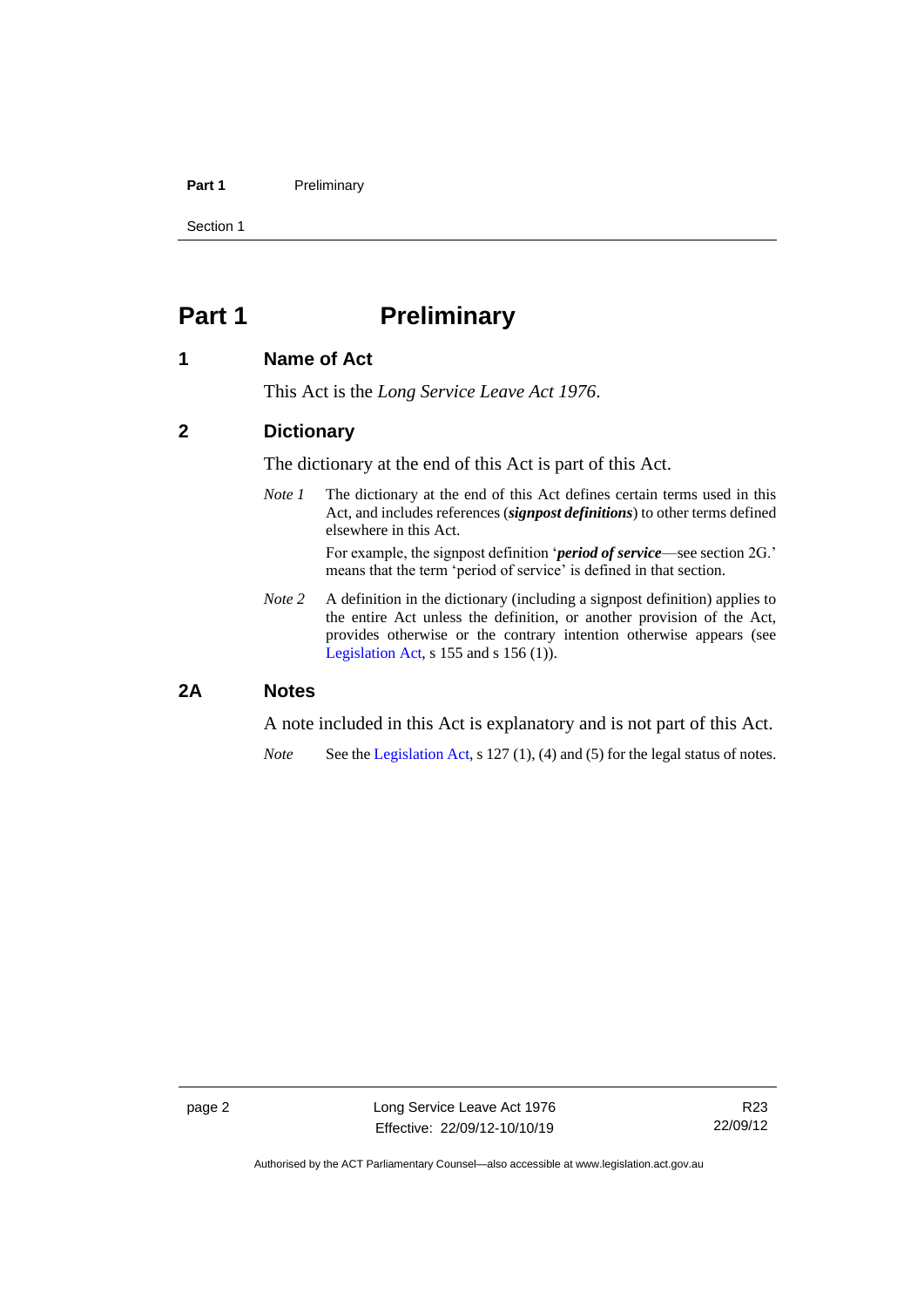# Part 1 Preliminary

## 1 Name of Act

This Act is the *Long Service Leave Act 1976*.

## 2 Dictionary

The dictionary at the end of this Act is part of this Act.

*Note 1* The dictionary at the end of this Act defines certain terms used in this Act, and includes references (***signpost definitions***) to other terms defined elsewhere in this Act.

For example, the signpost definition '***period of service***—see section 2G.' means that the term 'period of service' is defined in that section.

*Note 2* A definition in the dictionary (including a signpost definition) applies to the entire Act unless the definition, or another provision of the Act, provides otherwise or the contrary intention otherwise appears (see Legislation Act, s 155 and s 156 (1)).

## 2A Notes

A note included in this Act is explanatory and is not part of this Act.

*Note* See the Legislation Act, s 127 (1), (4) and (5) for the legal status of notes.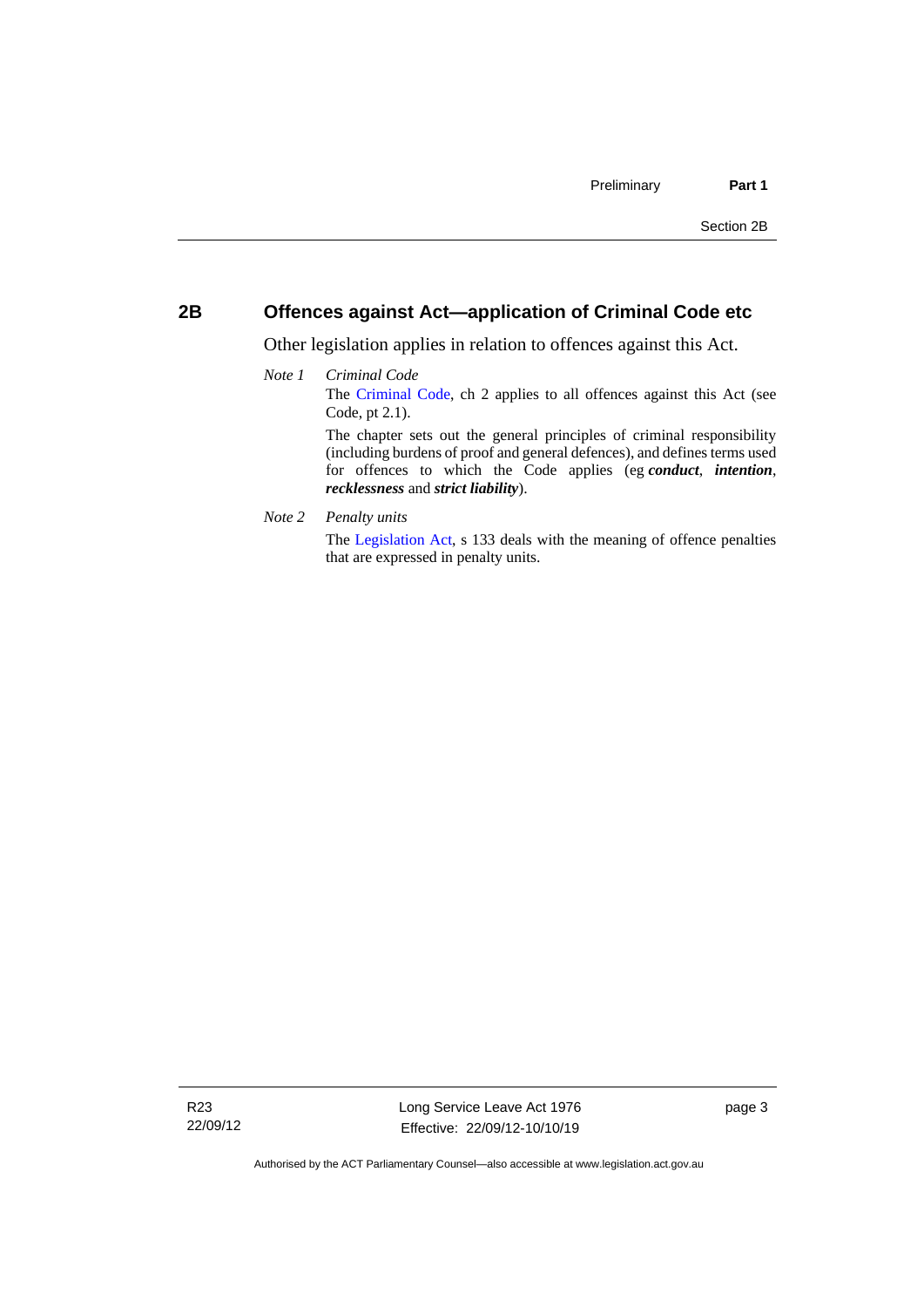## 2B Offences against Act—application of Criminal Code etc

Other legislation applies in relation to offences against this Act.

*Note 1* *Criminal Code*

The Criminal Code, ch 2 applies to all offences against this Act (see Code, pt 2.1).

The chapter sets out the general principles of criminal responsibility (including burdens of proof and general defences), and defines terms used for offences to which the Code applies (eg ***conduct***, ***intention***, ***recklessness*** and ***strict liability***).

*Note 2* *Penalty units*

The Legislation Act, s 133 deals with the meaning of offence penalties that are expressed in penalty units.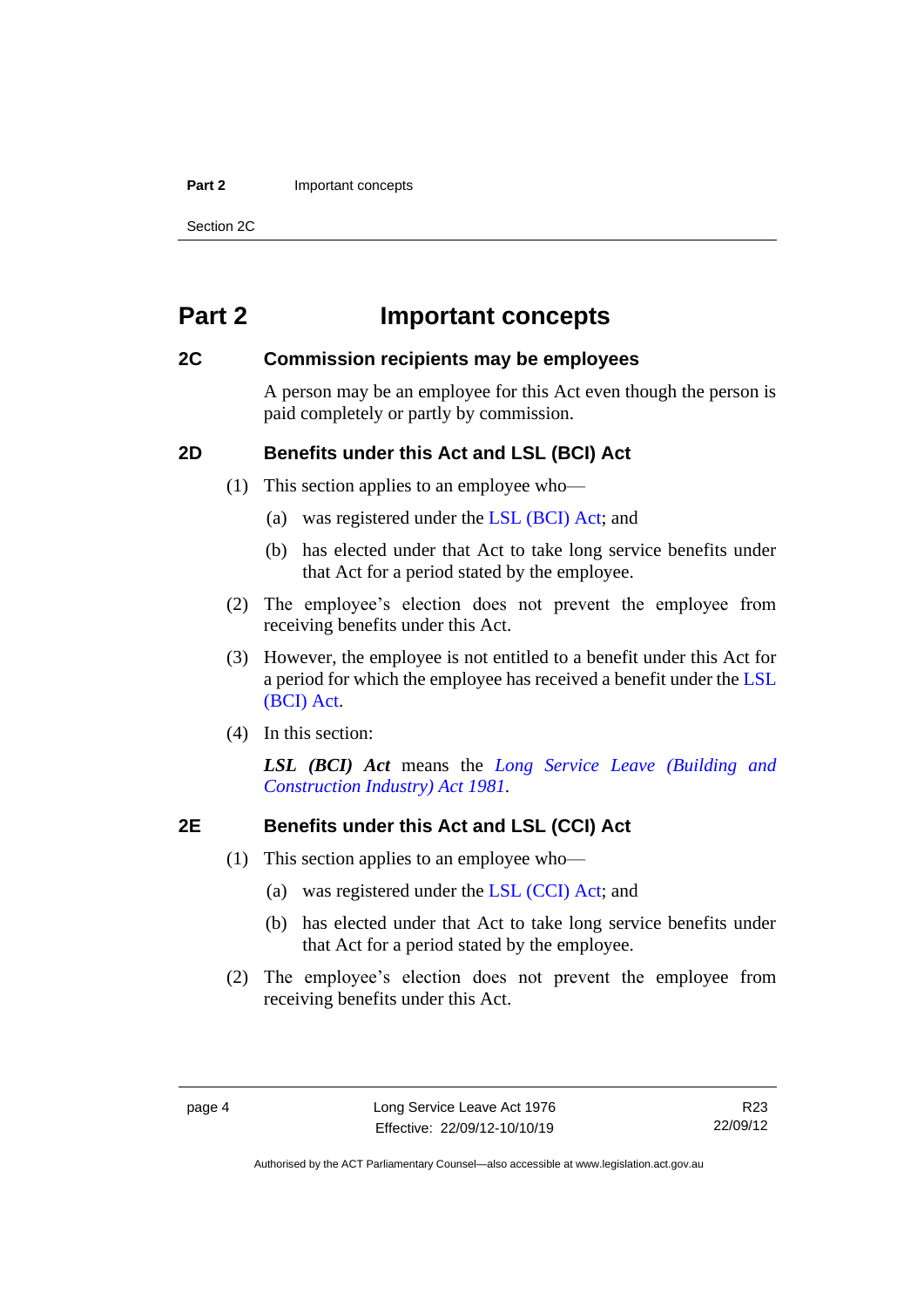# Part 2 Important concepts

## 2C Commission recipients may be employees

A person may be an employee for this Act even though the person is paid completely or partly by commission.

## 2D Benefits under this Act and LSL (BCI) Act

(1) This section applies to an employee who—

(a) was registered under the LSL (BCI) Act; and

(b) has elected under that Act to take long service benefits under that Act for a period stated by the employee.

(2) The employee's election does not prevent the employee from receiving benefits under this Act.

(3) However, the employee is not entitled to a benefit under this Act for a period for which the employee has received a benefit under the LSL (BCI) Act.

(4) In this section:

***LSL (BCI) Act*** means the *Long Service Leave (Building and Construction Industry) Act 1981*.

## 2E Benefits under this Act and LSL (CCI) Act

(1) This section applies to an employee who—

(a) was registered under the LSL (CCI) Act; and

(b) has elected under that Act to take long service benefits under that Act for a period stated by the employee.

(2) The employee's election does not prevent the employee from receiving benefits under this Act.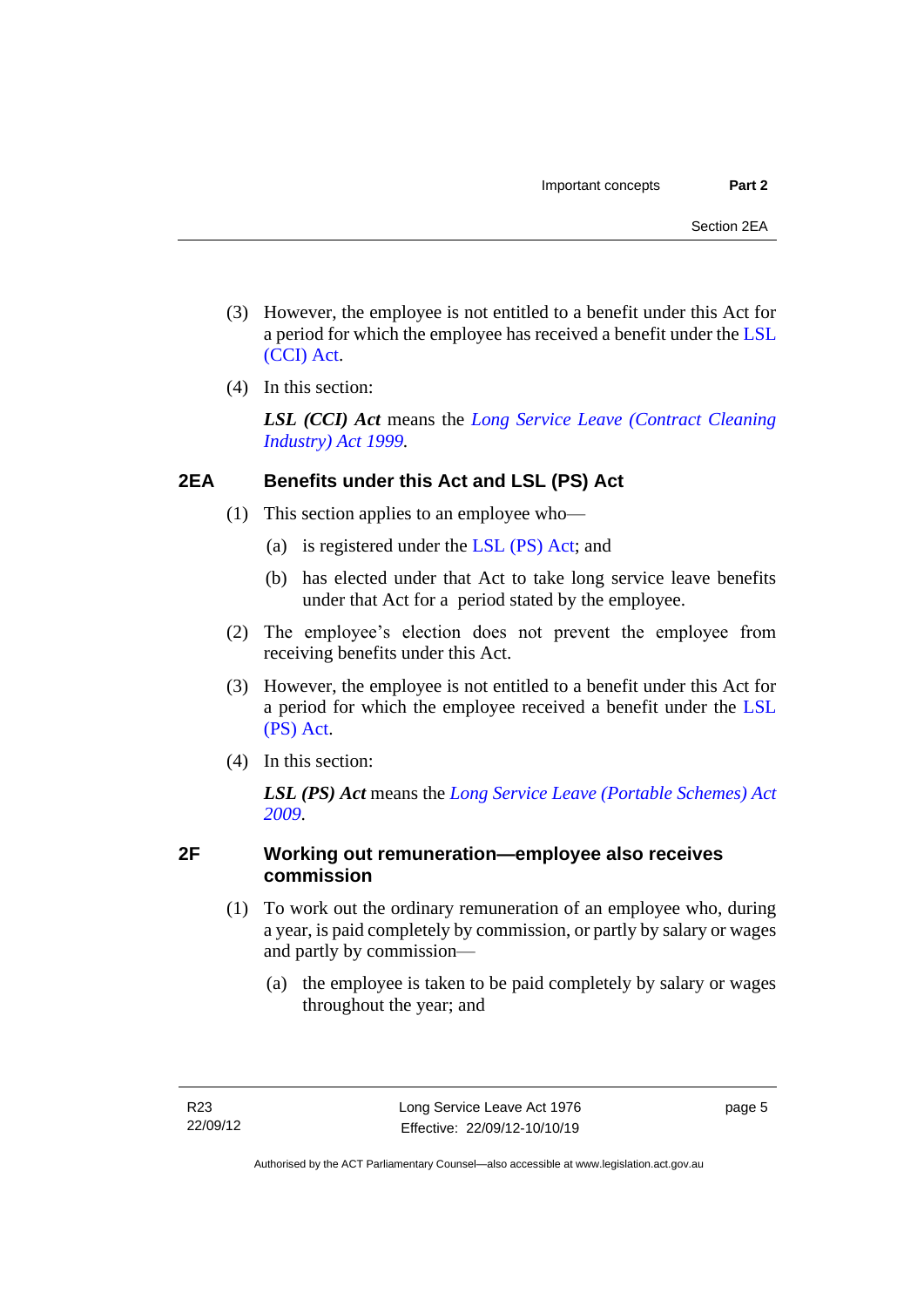(3) However, the employee is not entitled to a benefit under this Act for a period for which the employee has received a benefit under the LSL (CCI) Act.

(4) In this section:

***LSL (CCI) Act*** means the *Long Service Leave (Contract Cleaning Industry) Act 1999*.

## 2EA Benefits under this Act and LSL (PS) Act

(1) This section applies to an employee who—

(a) is registered under the LSL (PS) Act; and

(b) has elected under that Act to take long service leave benefits under that Act for a period stated by the employee.

(2) The employee's election does not prevent the employee from receiving benefits under this Act.

(3) However, the employee is not entitled to a benefit under this Act for a period for which the employee received a benefit under the LSL (PS) Act.

(4) In this section:

***LSL (PS) Act*** means the *Long Service Leave (Portable Schemes) Act 2009*.

## 2F Working out remuneration—employee also receives commission

(1) To work out the ordinary remuneration of an employee who, during a year, is paid completely by commission, or partly by salary or wages and partly by commission—

(a) the employee is taken to be paid completely by salary or wages throughout the year; and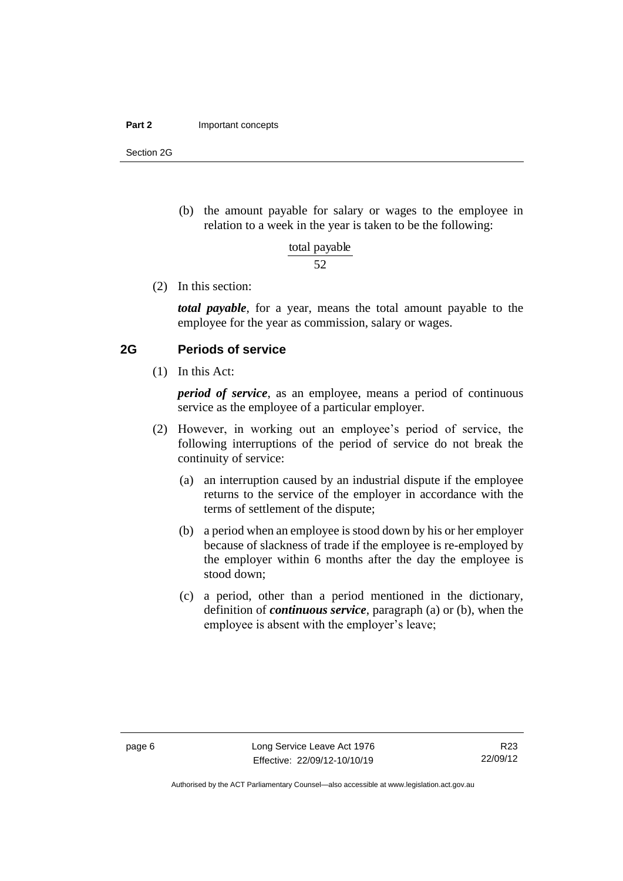(b) the amount payable for salary or wages to the employee in relation to a week in the year is taken to be the following:

$$\frac{\text{total payable}}{52}$$

(2) In this section:

***total payable***, for a year, means the total amount payable to the employee for the year as commission, salary or wages.

## 2G Periods of service

(1) In this Act:

***period of service***, as an employee, means a period of continuous service as the employee of a particular employer.

(2) However, in working out an employee's period of service, the following interruptions of the period of service do not break the continuity of service:

(a) an interruption caused by an industrial dispute if the employee returns to the service of the employer in accordance with the terms of settlement of the dispute;

(b) a period when an employee is stood down by his or her employer because of slackness of trade if the employee is re-employed by the employer within 6 months after the day the employee is stood down;

(c) a period, other than a period mentioned in the dictionary, definition of ***continuous service***, paragraph (a) or (b), when the employee is absent with the employer's leave;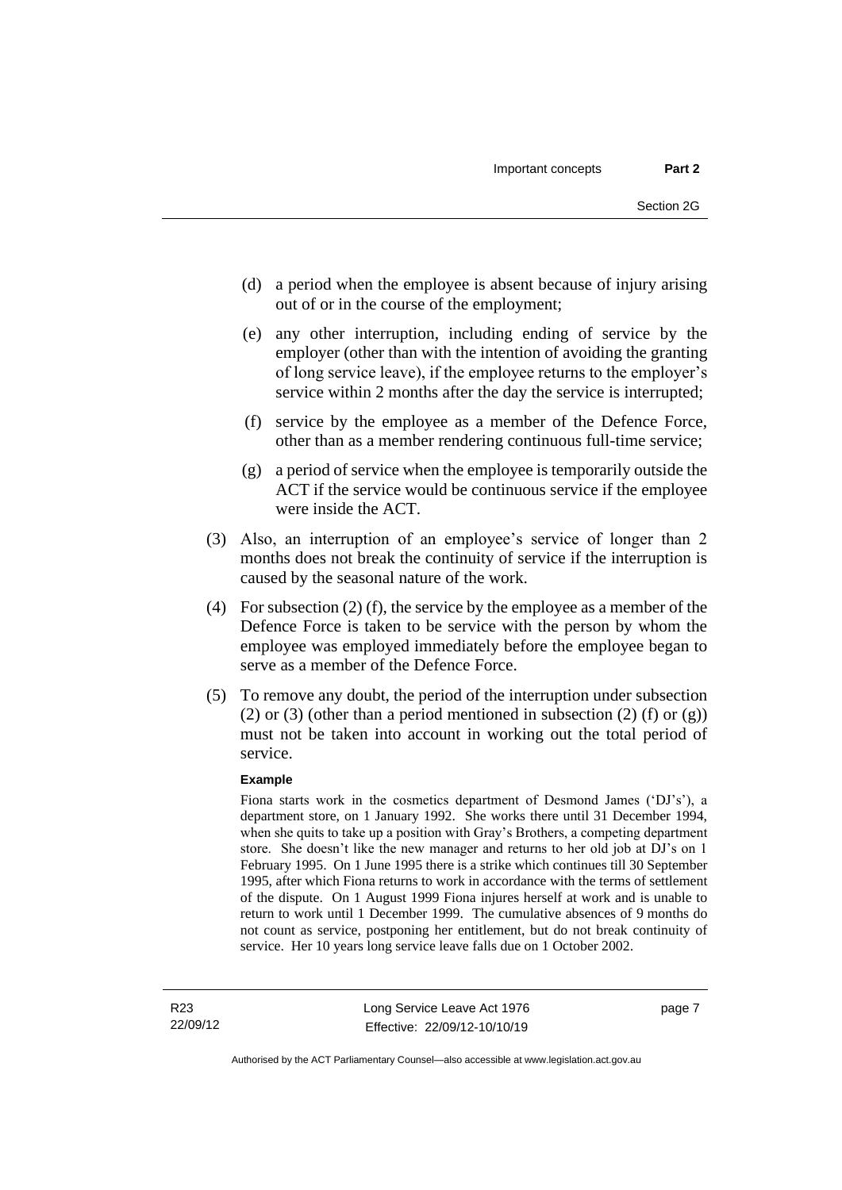(d) a period when the employee is absent because of injury arising out of or in the course of the employment;

(e) any other interruption, including ending of service by the employer (other than with the intention of avoiding the granting of long service leave), if the employee returns to the employer's service within 2 months after the day the service is interrupted;

(f) service by the employee as a member of the Defence Force, other than as a member rendering continuous full-time service;

(g) a period of service when the employee is temporarily outside the ACT if the service would be continuous service if the employee were inside the ACT.

(3) Also, an interruption of an employee's service of longer than 2 months does not break the continuity of service if the interruption is caused by the seasonal nature of the work.

(4) For subsection (2) (f), the service by the employee as a member of the Defence Force is taken to be service with the person by whom the employee was employed immediately before the employee began to serve as a member of the Defence Force.

(5) To remove any doubt, the period of the interruption under subsection (2) or (3) (other than a period mentioned in subsection (2) (f) or (g)) must not be taken into account in working out the total period of service.

**Example**

Fiona starts work in the cosmetics department of Desmond James ('DJ's'), a department store, on 1 January 1992. She works there until 31 December 1994, when she quits to take up a position with Gray's Brothers, a competing department store. She doesn't like the new manager and returns to her old job at DJ's on 1 February 1995. On 1 June 1995 there is a strike which continues till 30 September 1995, after which Fiona returns to work in accordance with the terms of settlement of the dispute. On 1 August 1999 Fiona injures herself at work and is unable to return to work until 1 December 1999. The cumulative absences of 9 months do not count as service, postponing her entitlement, but do not break continuity of service. Her 10 years long service leave falls due on 1 October 2002.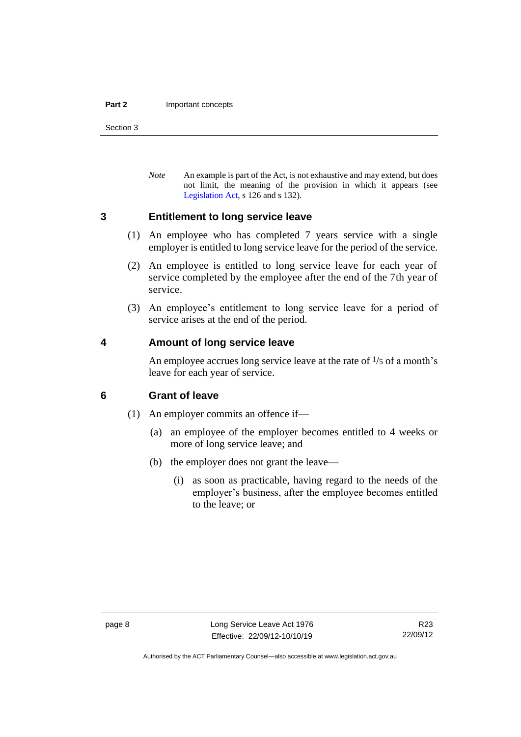*Note* An example is part of the Act, is not exhaustive and may extend, but does not limit, the meaning of the provision in which it appears (see Legislation Act, s 126 and s 132).

## 3 Entitlement to long service leave

(1) An employee who has completed 7 years service with a single employer is entitled to long service leave for the period of the service.

(2) An employee is entitled to long service leave for each year of service completed by the employee after the end of the 7th year of service.

(3) An employee's entitlement to long service leave for a period of service arises at the end of the period.

## 4 Amount of long service leave

An employee accrues long service leave at the rate of $^1/_5$ of a month's leave for each year of service.

## 6 Grant of leave

(1) An employer commits an offence if—

(a) an employee of the employer becomes entitled to 4 weeks or more of long service leave; and

(b) the employer does not grant the leave—

(i) as soon as practicable, having regard to the needs of the employer's business, after the employee becomes entitled to the leave; or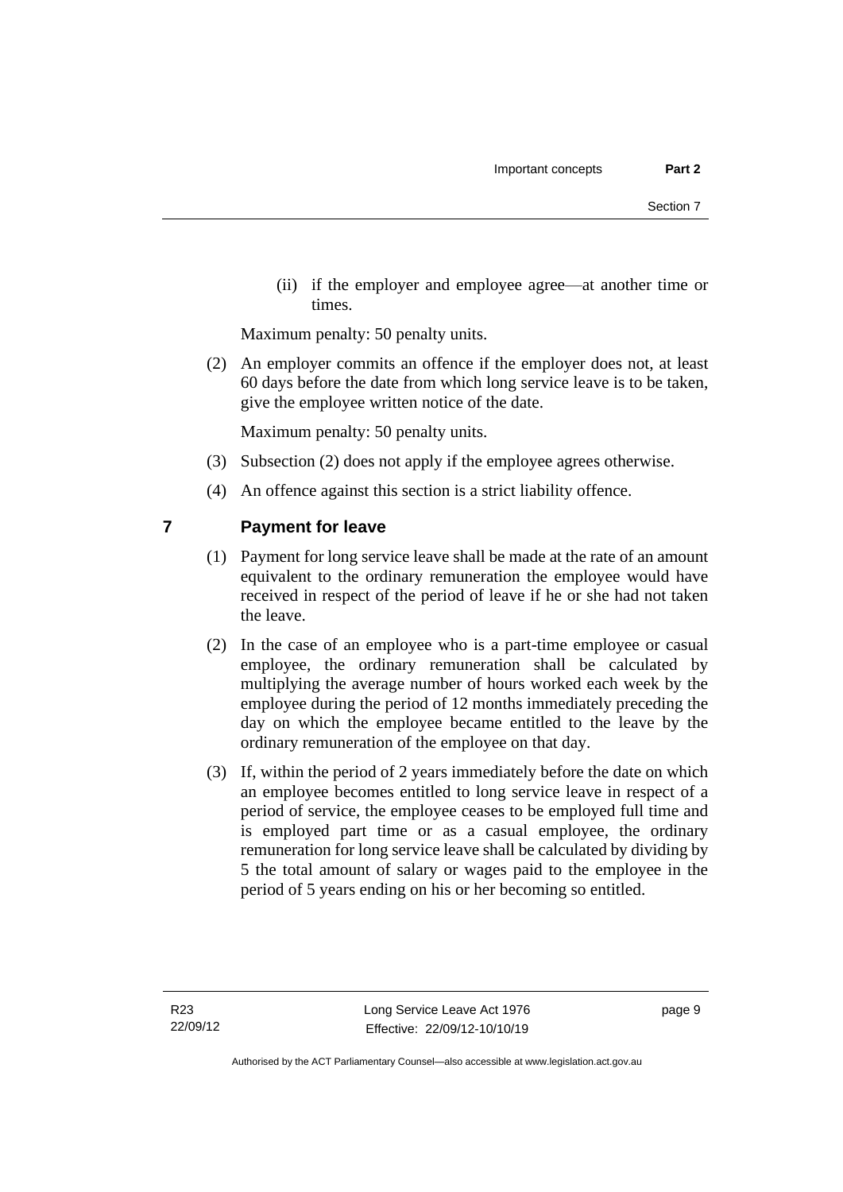(ii) if the employer and employee agree—at another time or times.

Maximum penalty: 50 penalty units.

(2) An employer commits an offence if the employer does not, at least 60 days before the date from which long service leave is to be taken, give the employee written notice of the date.

Maximum penalty: 50 penalty units.

(3) Subsection (2) does not apply if the employee agrees otherwise.

(4) An offence against this section is a strict liability offence.

## 7 Payment for leave

(1) Payment for long service leave shall be made at the rate of an amount equivalent to the ordinary remuneration the employee would have received in respect of the period of leave if he or she had not taken the leave.

(2) In the case of an employee who is a part-time employee or casual employee, the ordinary remuneration shall be calculated by multiplying the average number of hours worked each week by the employee during the period of 12 months immediately preceding the day on which the employee became entitled to the leave by the ordinary remuneration of the employee on that day.

(3) If, within the period of 2 years immediately before the date on which an employee becomes entitled to long service leave in respect of a period of service, the employee ceases to be employed full time and is employed part time or as a casual employee, the ordinary remuneration for long service leave shall be calculated by dividing by 5 the total amount of salary or wages paid to the employee in the period of 5 years ending on his or her becoming so entitled.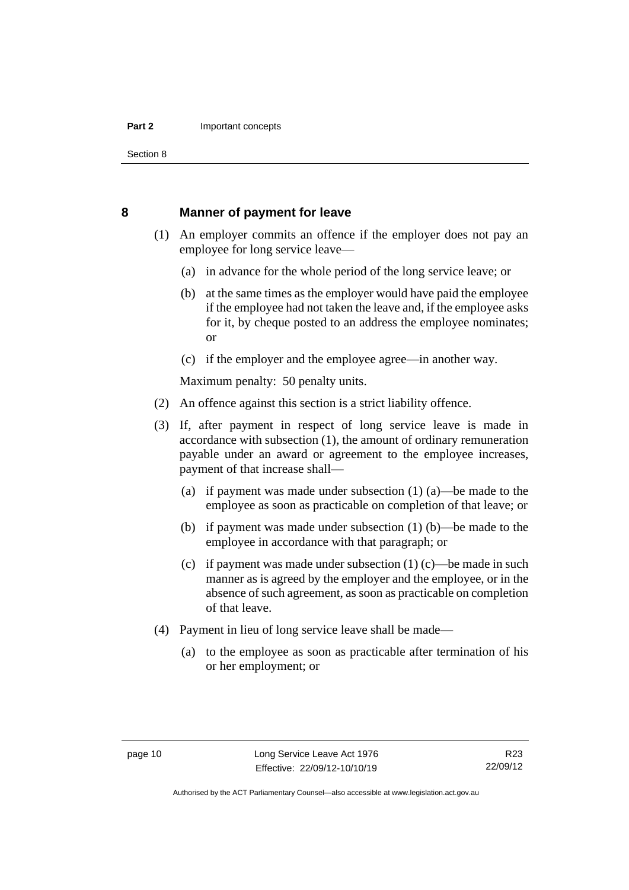## 8 Manner of payment for leave

(1) An employer commits an offence if the employer does not pay an employee for long service leave—

(a) in advance for the whole period of the long service leave; or

(b) at the same times as the employer would have paid the employee if the employee had not taken the leave and, if the employee asks for it, by cheque posted to an address the employee nominates; or

(c) if the employer and the employee agree—in another way.

Maximum penalty: 50 penalty units.

(2) An offence against this section is a strict liability offence.

(3) If, after payment in respect of long service leave is made in accordance with subsection (1), the amount of ordinary remuneration payable under an award or agreement to the employee increases, payment of that increase shall—

(a) if payment was made under subsection (1) (a)—be made to the employee as soon as practicable on completion of that leave; or

(b) if payment was made under subsection (1) (b)—be made to the employee in accordance with that paragraph; or

(c) if payment was made under subsection (1) (c)—be made in such manner as is agreed by the employer and the employee, or in the absence of such agreement, as soon as practicable on completion of that leave.

(4) Payment in lieu of long service leave shall be made—

(a) to the employee as soon as practicable after termination of his or her employment; or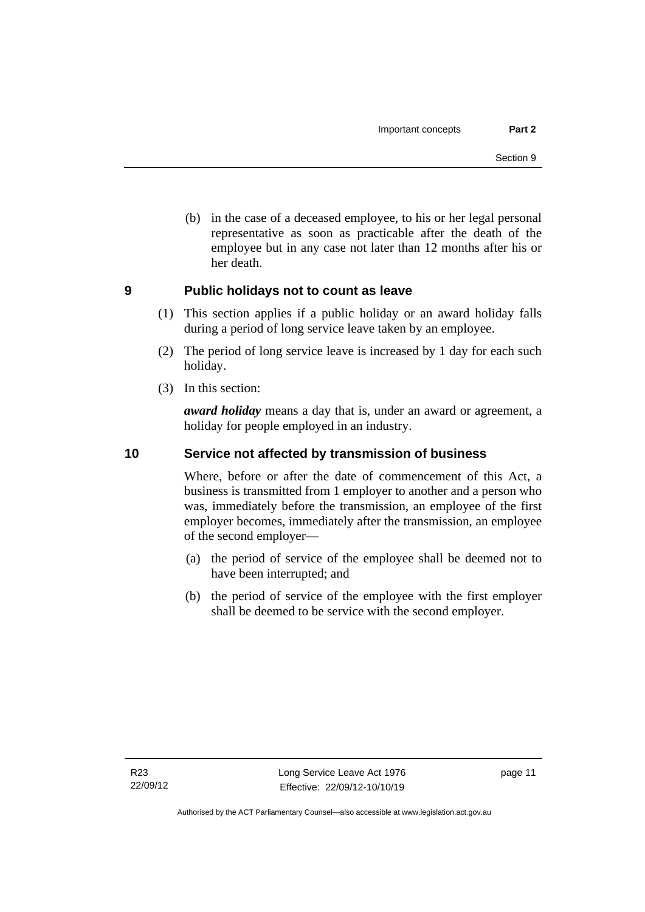(b) in the case of a deceased employee, to his or her legal personal representative as soon as practicable after the death of the employee but in any case not later than 12 months after his or her death.

## 9 Public holidays not to count as leave

(1) This section applies if a public holiday or an award holiday falls during a period of long service leave taken by an employee.

(2) The period of long service leave is increased by 1 day for each such holiday.

(3) In this section:

***award holiday*** means a day that is, under an award or agreement, a holiday for people employed in an industry.

## 10 Service not affected by transmission of business

Where, before or after the date of commencement of this Act, a business is transmitted from 1 employer to another and a person who was, immediately before the transmission, an employee of the first employer becomes, immediately after the transmission, an employee of the second employer—

(a) the period of service of the employee shall be deemed not to have been interrupted; and

(b) the period of service of the employee with the first employer shall be deemed to be service with the second employer.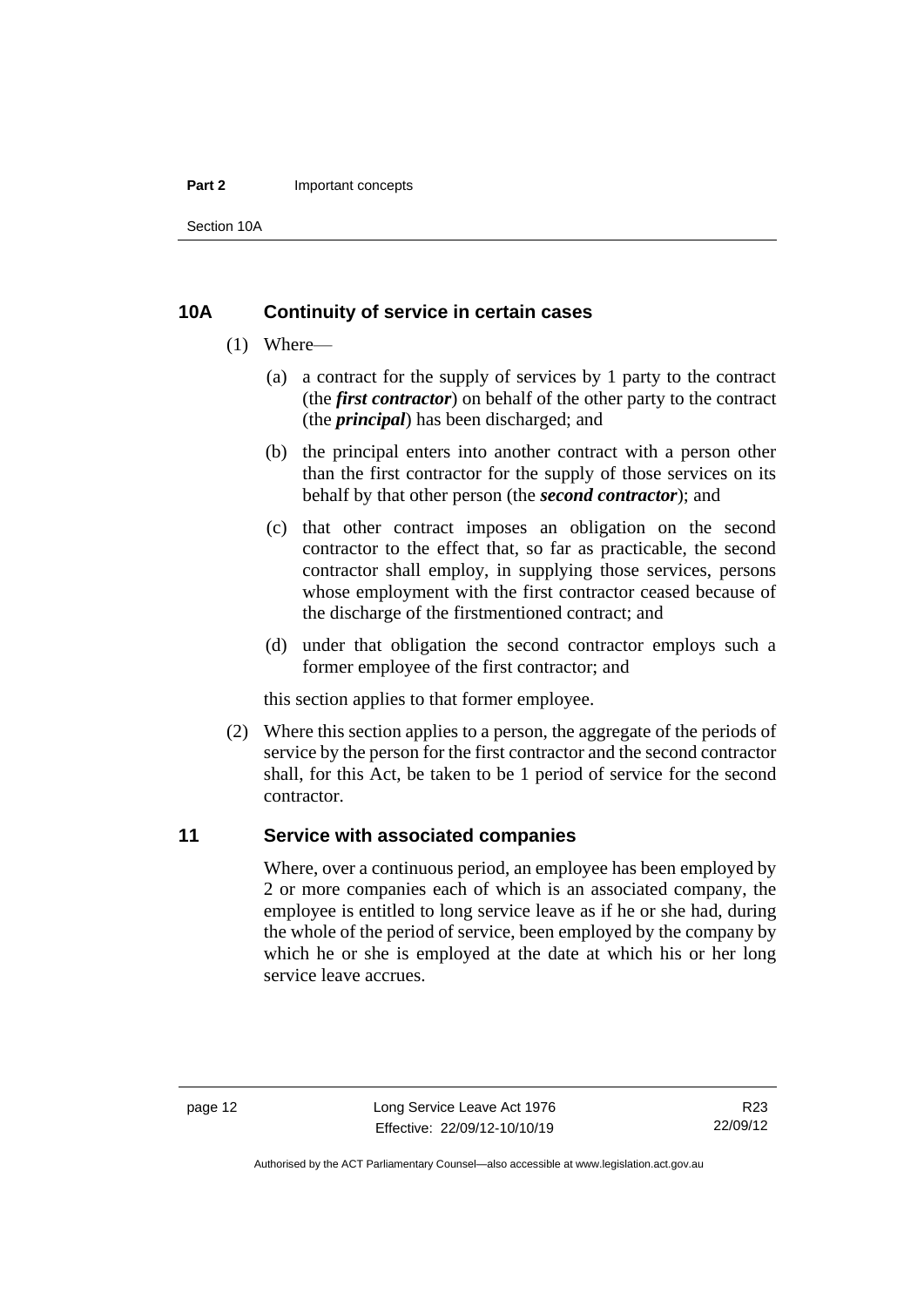## 10A Continuity of service in certain cases

(1) Where—

(a) a contract for the supply of services by 1 party to the contract (the ***first contractor***) on behalf of the other party to the contract (the ***principal***) has been discharged; and

(b) the principal enters into another contract with a person other than the first contractor for the supply of those services on its behalf by that other person (the ***second contractor***); and

(c) that other contract imposes an obligation on the second contractor to the effect that, so far as practicable, the second contractor shall employ, in supplying those services, persons whose employment with the first contractor ceased because of the discharge of the firstmentioned contract; and

(d) under that obligation the second contractor employs such a former employee of the first contractor; and

this section applies to that former employee.

(2) Where this section applies to a person, the aggregate of the periods of service by the person for the first contractor and the second contractor shall, for this Act, be taken to be 1 period of service for the second contractor.

## 11 Service with associated companies

Where, over a continuous period, an employee has been employed by 2 or more companies each of which is an associated company, the employee is entitled to long service leave as if he or she had, during the whole of the period of service, been employed by the company by which he or she is employed at the date at which his or her long service leave accrues.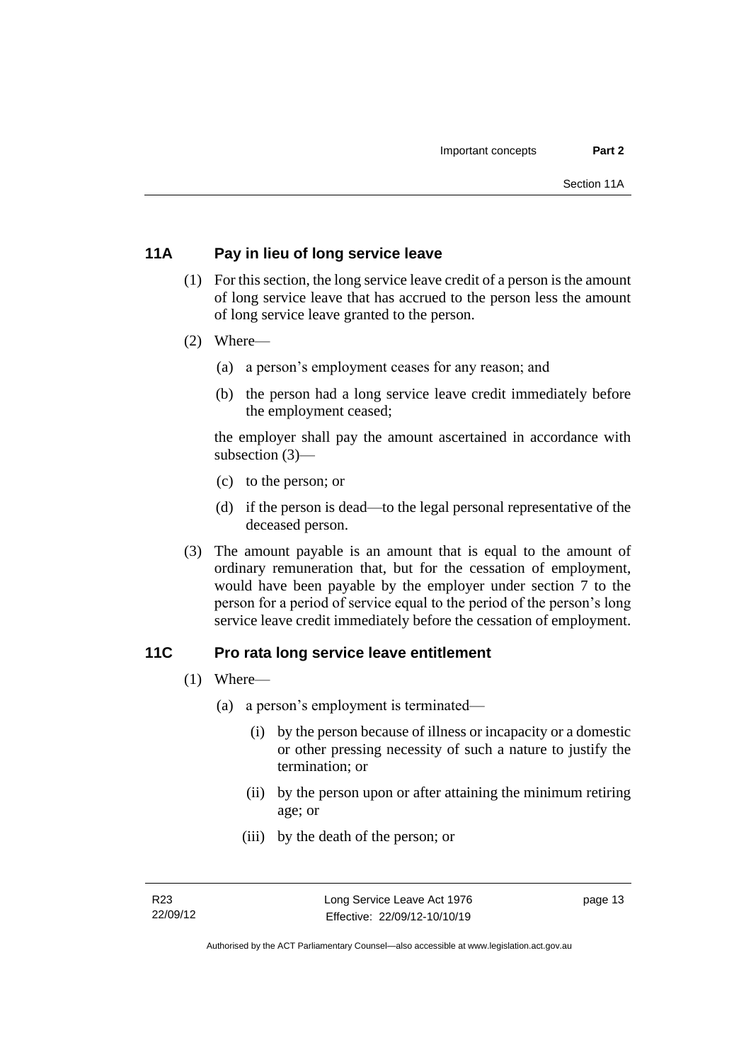## 11A Pay in lieu of long service leave

(1) For this section, the long service leave credit of a person is the amount of long service leave that has accrued to the person less the amount of long service leave granted to the person.

(2) Where—

(a) a person's employment ceases for any reason; and

(b) the person had a long service leave credit immediately before the employment ceased;

the employer shall pay the amount ascertained in accordance with subsection (3)—

(c) to the person; or

(d) if the person is dead—to the legal personal representative of the deceased person.

(3) The amount payable is an amount that is equal to the amount of ordinary remuneration that, but for the cessation of employment, would have been payable by the employer under section 7 to the person for a period of service equal to the period of the person's long service leave credit immediately before the cessation of employment.

## 11C Pro rata long service leave entitlement

(1) Where—

(a) a person's employment is terminated—

(i) by the person because of illness or incapacity or a domestic or other pressing necessity of such a nature to justify the termination; or

(ii) by the person upon or after attaining the minimum retiring age; or

(iii) by the death of the person; or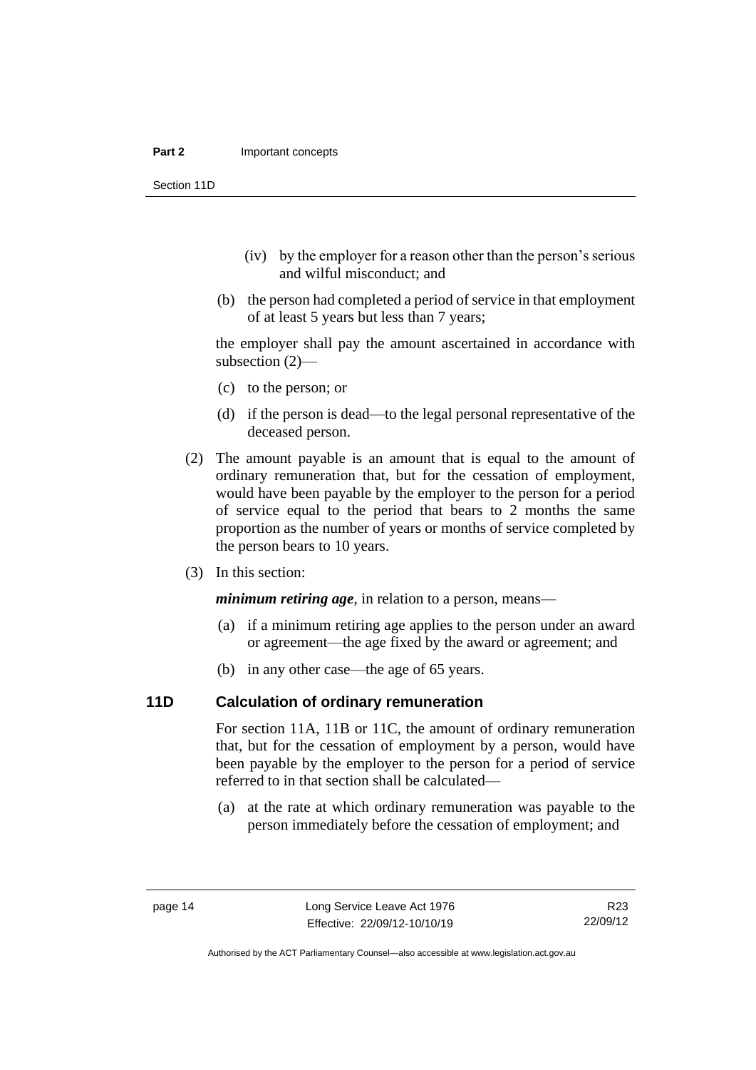(iv) by the employer for a reason other than the person's serious and wilful misconduct; and

(b) the person had completed a period of service in that employment of at least 5 years but less than 7 years;

the employer shall pay the amount ascertained in accordance with subsection (2)—

(c) to the person; or

(d) if the person is dead—to the legal personal representative of the deceased person.

(2) The amount payable is an amount that is equal to the amount of ordinary remuneration that, but for the cessation of employment, would have been payable by the employer to the person for a period of service equal to the period that bears to 2 months the same proportion as the number of years or months of service completed by the person bears to 10 years.

(3) In this section:

***minimum retiring age***, in relation to a person, means—

(a) if a minimum retiring age applies to the person under an award or agreement—the age fixed by the award or agreement; and

(b) in any other case—the age of 65 years.

## 11D Calculation of ordinary remuneration

For section 11A, 11B or 11C, the amount of ordinary remuneration that, but for the cessation of employment by a person, would have been payable by the employer to the person for a period of service referred to in that section shall be calculated—

(a) at the rate at which ordinary remuneration was payable to the person immediately before the cessation of employment; and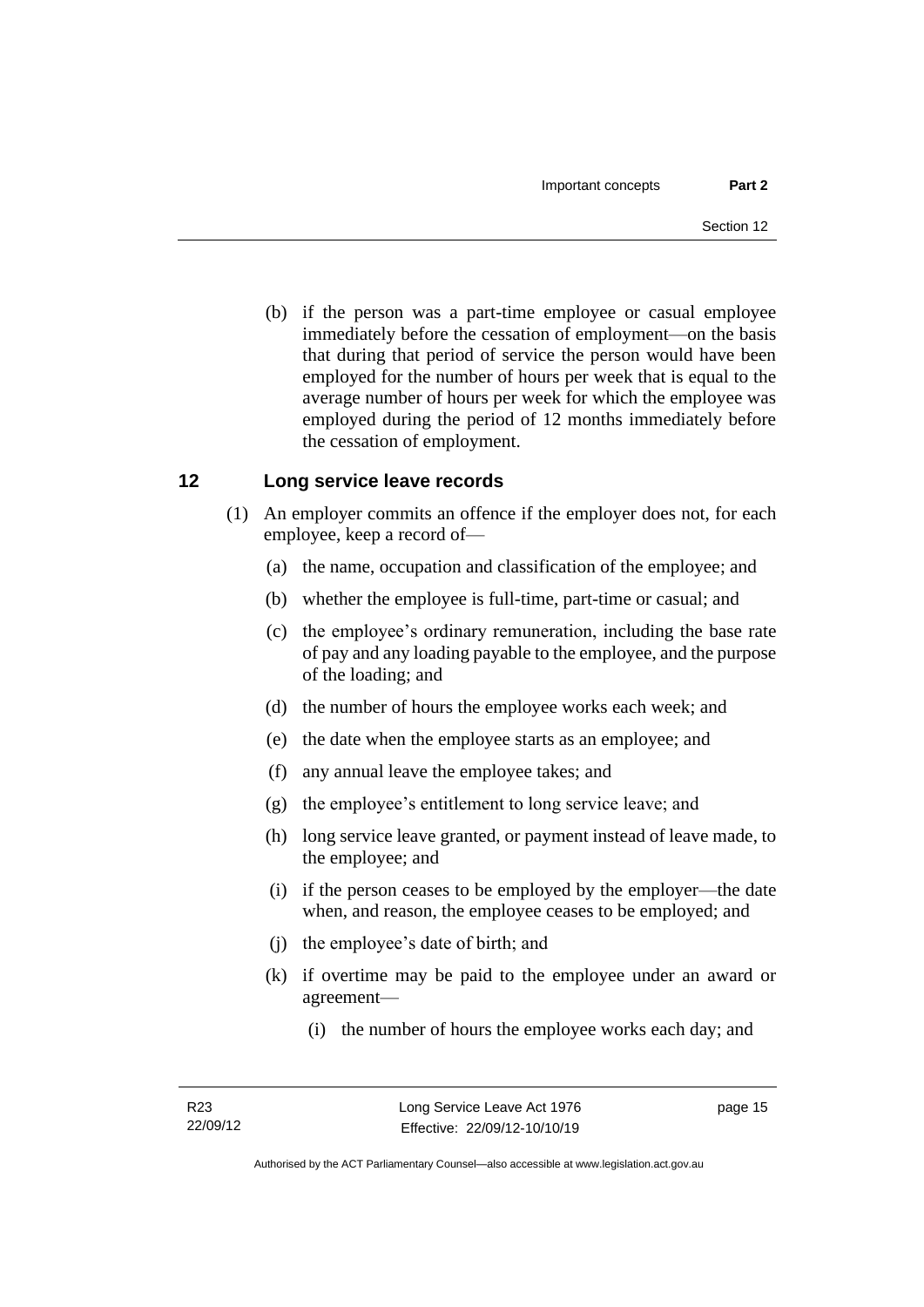(b) if the person was a part-time employee or casual employee immediately before the cessation of employment—on the basis that during that period of service the person would have been employed for the number of hours per week that is equal to the average number of hours per week for which the employee was employed during the period of 12 months immediately before the cessation of employment.

## 12 Long service leave records

(1) An employer commits an offence if the employer does not, for each employee, keep a record of—

(a) the name, occupation and classification of the employee; and

(b) whether the employee is full-time, part-time or casual; and

(c) the employee's ordinary remuneration, including the base rate of pay and any loading payable to the employee, and the purpose of the loading; and

(d) the number of hours the employee works each week; and

(e) the date when the employee starts as an employee; and

(f) any annual leave the employee takes; and

(g) the employee's entitlement to long service leave; and

(h) long service leave granted, or payment instead of leave made, to the employee; and

(i) if the person ceases to be employed by the employer—the date when, and reason, the employee ceases to be employed; and

(j) the employee's date of birth; and

(k) if overtime may be paid to the employee under an award or agreement—

(i) the number of hours the employee works each day; and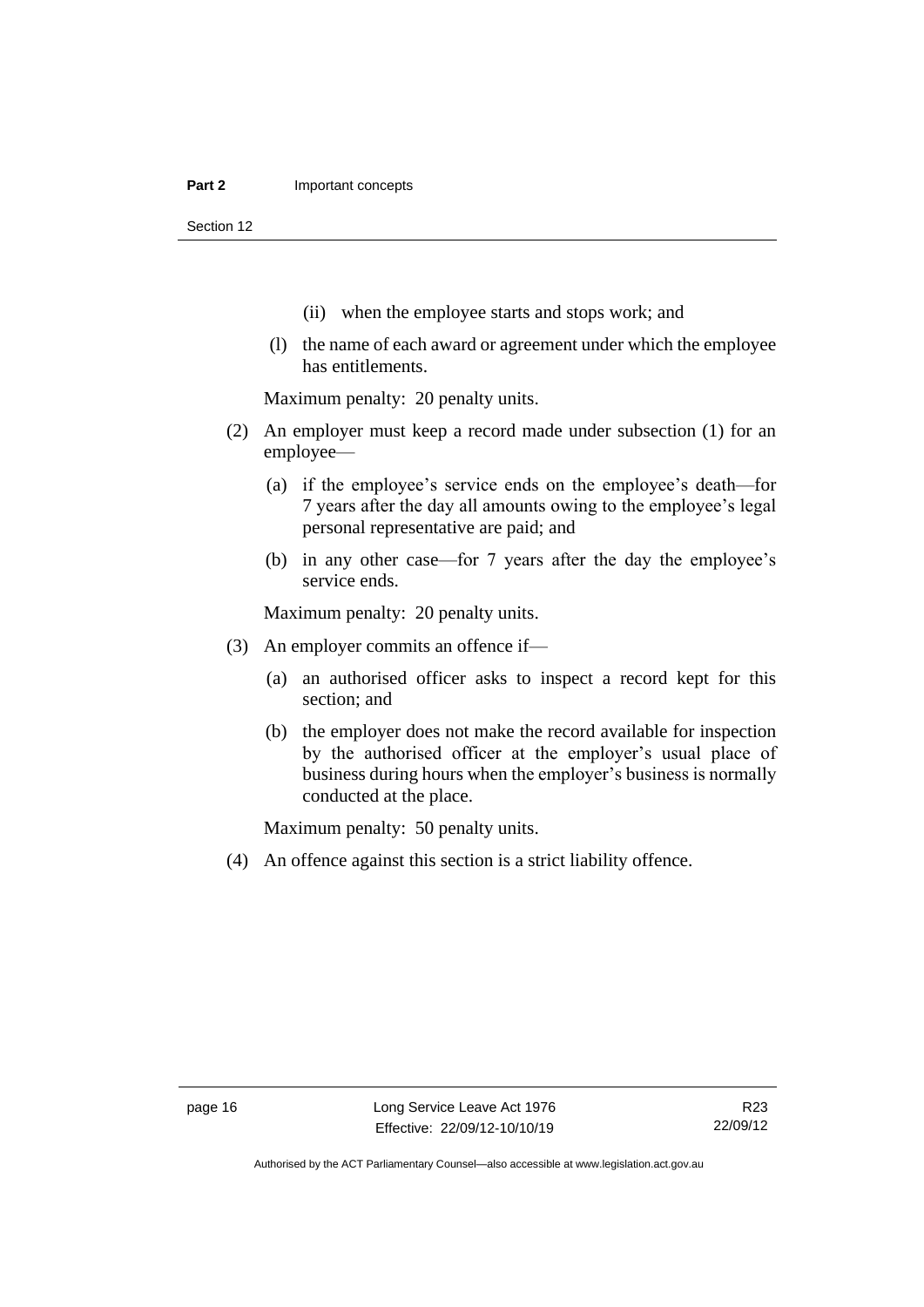(ii) when the employee starts and stops work; and

(l) the name of each award or agreement under which the employee has entitlements.

Maximum penalty: 20 penalty units.

(2) An employer must keep a record made under subsection (1) for an employee—

(a) if the employee's service ends on the employee's death—for 7 years after the day all amounts owing to the employee's legal personal representative are paid; and

(b) in any other case—for 7 years after the day the employee's service ends.

Maximum penalty: 20 penalty units.

(3) An employer commits an offence if—

(a) an authorised officer asks to inspect a record kept for this section; and

(b) the employer does not make the record available for inspection by the authorised officer at the employer's usual place of business during hours when the employer's business is normally conducted at the place.

Maximum penalty: 50 penalty units.

(4) An offence against this section is a strict liability offence.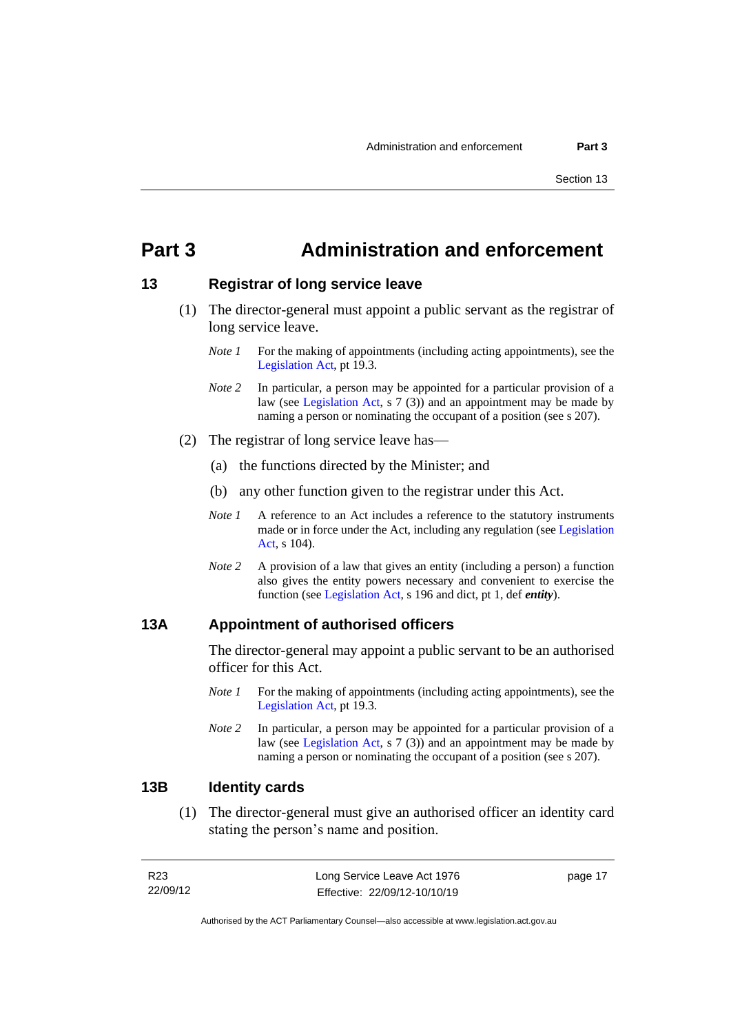# Part 3 Administration and enforcement

## 13 Registrar of long service leave

(1) The director-general must appoint a public servant as the registrar of long service leave.

*Note 1* For the making of appointments (including acting appointments), see the Legislation Act, pt 19.3.

*Note 2* In particular, a person may be appointed for a particular provision of a law (see Legislation Act, s 7 (3)) and an appointment may be made by naming a person or nominating the occupant of a position (see s 207).

(2) The registrar of long service leave has—

(a) the functions directed by the Minister; and

(b) any other function given to the registrar under this Act.

*Note 1* A reference to an Act includes a reference to the statutory instruments made or in force under the Act, including any regulation (see Legislation Act, s 104).

*Note 2* A provision of a law that gives an entity (including a person) a function also gives the entity powers necessary and convenient to exercise the function (see Legislation Act, s 196 and dict, pt 1, def ***entity***).

## 13A Appointment of authorised officers

The director-general may appoint a public servant to be an authorised officer for this Act.

*Note 1* For the making of appointments (including acting appointments), see the Legislation Act, pt 19.3.

*Note 2* In particular, a person may be appointed for a particular provision of a law (see Legislation Act, s 7 (3)) and an appointment may be made by naming a person or nominating the occupant of a position (see s 207).

## 13B Identity cards

(1) The director-general must give an authorised officer an identity card stating the person's name and position.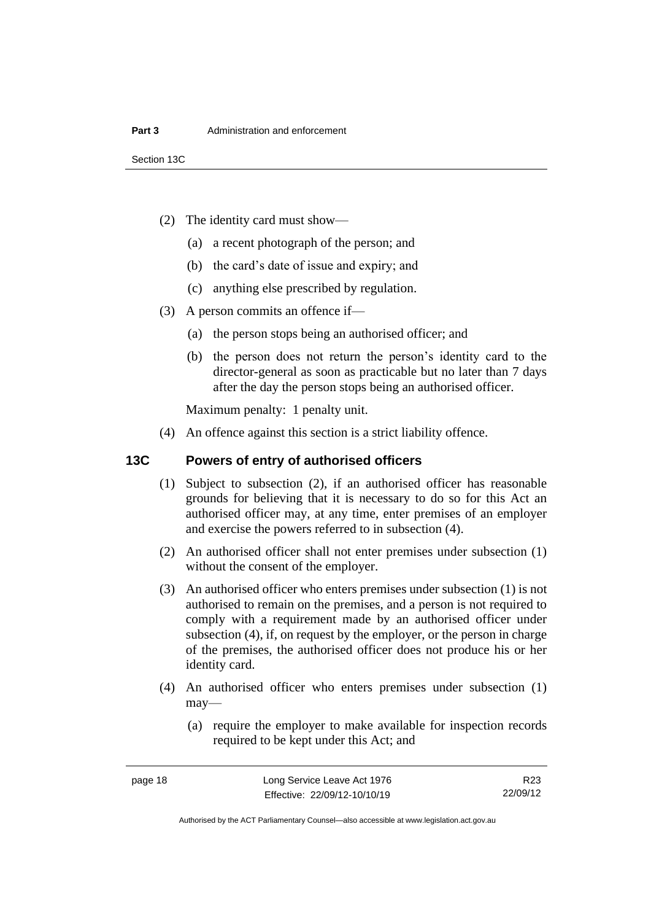(2) The identity card must show—

(a) a recent photograph of the person; and

(b) the card's date of issue and expiry; and

(c) anything else prescribed by regulation.

(3) A person commits an offence if—

(a) the person stops being an authorised officer; and

(b) the person does not return the person's identity card to the director-general as soon as practicable but no later than 7 days after the day the person stops being an authorised officer.

Maximum penalty: 1 penalty unit.

(4) An offence against this section is a strict liability offence.

## 13C Powers of entry of authorised officers

(1) Subject to subsection (2), if an authorised officer has reasonable grounds for believing that it is necessary to do so for this Act an authorised officer may, at any time, enter premises of an employer and exercise the powers referred to in subsection (4).

(2) An authorised officer shall not enter premises under subsection (1) without the consent of the employer.

(3) An authorised officer who enters premises under subsection (1) is not authorised to remain on the premises, and a person is not required to comply with a requirement made by an authorised officer under subsection (4), if, on request by the employer, or the person in charge of the premises, the authorised officer does not produce his or her identity card.

(4) An authorised officer who enters premises under subsection (1) may—

(a) require the employer to make available for inspection records required to be kept under this Act; and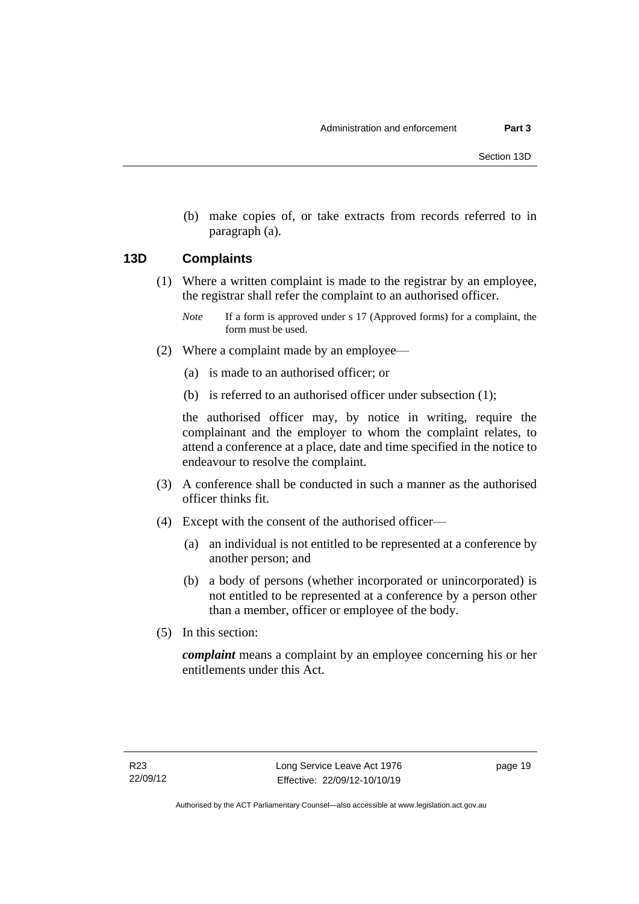(b) make copies of, or take extracts from records referred to in paragraph (a).

### 13D Complaints

(1) Where a written complaint is made to the registrar by an employee, the registrar shall refer the complaint to an authorised officer.

*Note* If a form is approved under s 17 (Approved forms) for a complaint, the form must be used.

(2) Where a complaint made by an employee—

(a) is made to an authorised officer; or

(b) is referred to an authorised officer under subsection (1);

the authorised officer may, by notice in writing, require the complainant and the employer to whom the complaint relates, to attend a conference at a place, date and time specified in the notice to endeavour to resolve the complaint.

(3) A conference shall be conducted in such a manner as the authorised officer thinks fit.

(4) Except with the consent of the authorised officer—

(a) an individual is not entitled to be represented at a conference by another person; and

(b) a body of persons (whether incorporated or unincorporated) is not entitled to be represented at a conference by a person other than a member, officer or employee of the body.

(5) In this section:

***complaint*** means a complaint by an employee concerning his or her entitlements under this Act.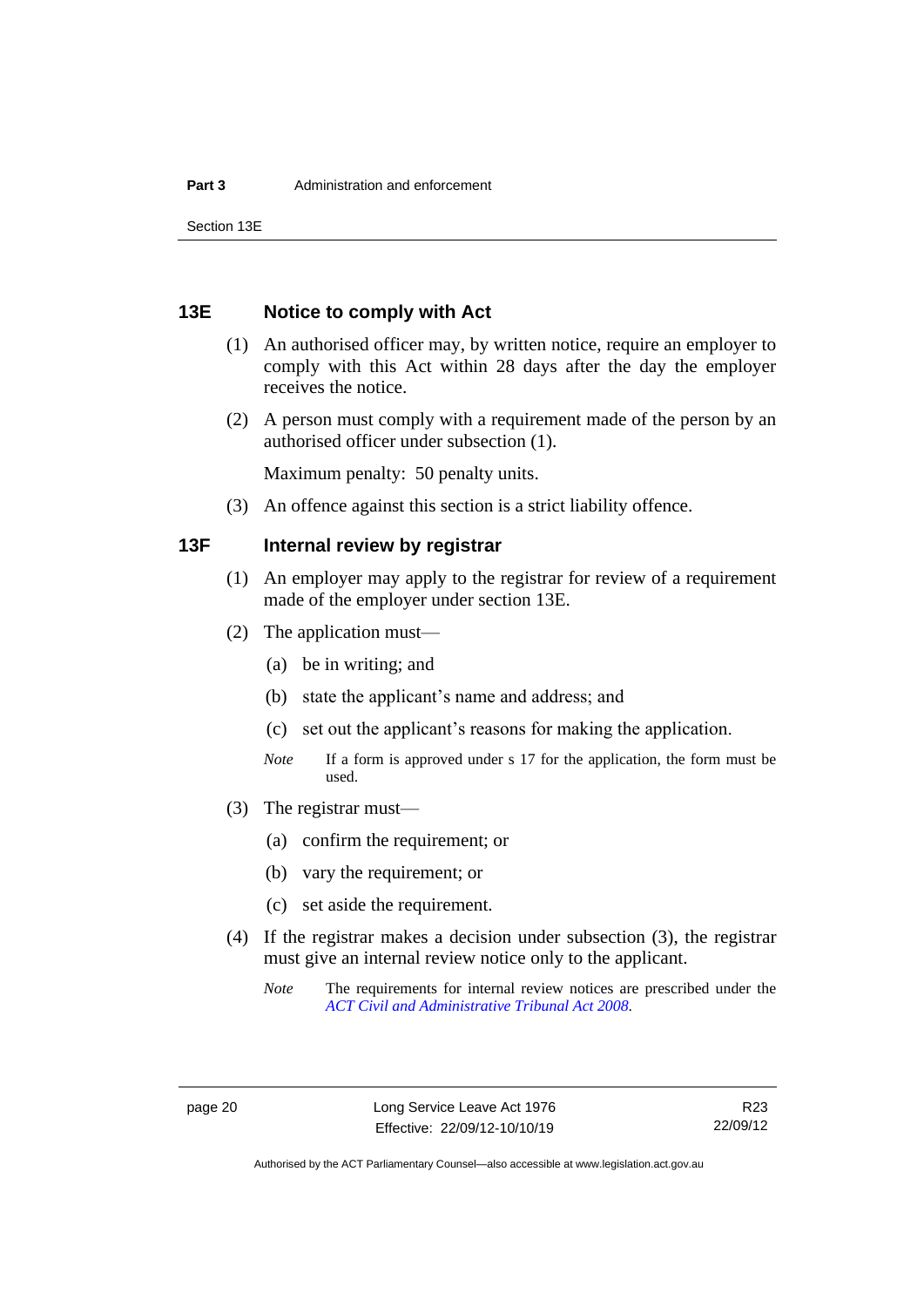## 13E Notice to comply with Act

(1) An authorised officer may, by written notice, require an employer to comply with this Act within 28 days after the day the employer receives the notice.

(2) A person must comply with a requirement made of the person by an authorised officer under subsection (1).

Maximum penalty: 50 penalty units.

(3) An offence against this section is a strict liability offence.

## 13F Internal review by registrar

(1) An employer may apply to the registrar for review of a requirement made of the employer under section 13E.

(2) The application must—

(a) be in writing; and

(b) state the applicant's name and address; and

(c) set out the applicant's reasons for making the application.

*Note* If a form is approved under s 17 for the application, the form must be used.

(3) The registrar must—

(a) confirm the requirement; or

(b) vary the requirement; or

(c) set aside the requirement.

(4) If the registrar makes a decision under subsection (3), the registrar must give an internal review notice only to the applicant.

*Note* The requirements for internal review notices are prescribed under the *ACT Civil and Administrative Tribunal Act 2008*.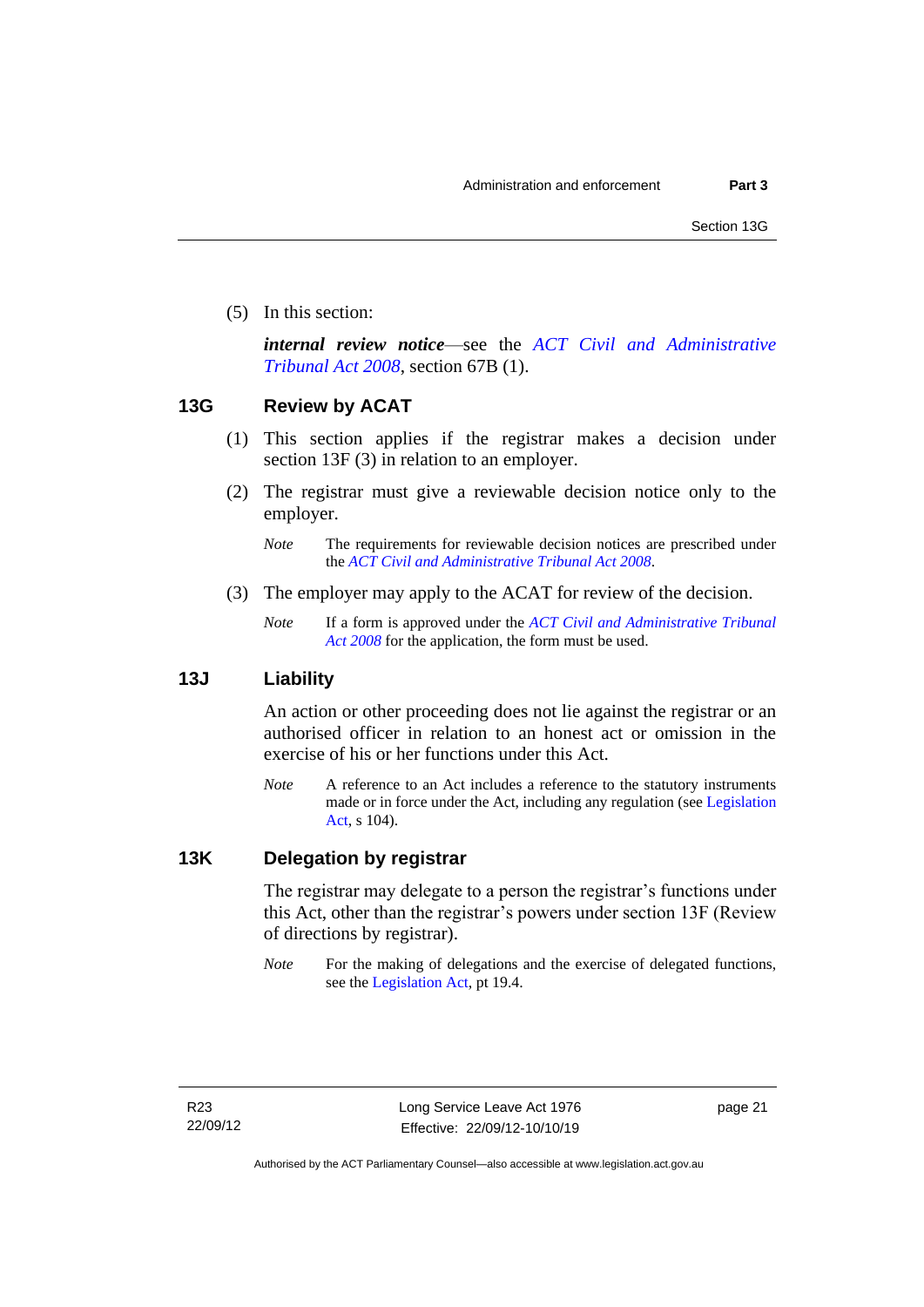(5) In this section:

***internal review notice***—see the *ACT Civil and Administrative Tribunal Act 2008*, section 67B (1).

### 13G Review by ACAT

(1) This section applies if the registrar makes a decision under section 13F (3) in relation to an employer.

(2) The registrar must give a reviewable decision notice only to the employer.

*Note* The requirements for reviewable decision notices are prescribed under the *ACT Civil and Administrative Tribunal Act 2008*.

(3) The employer may apply to the ACAT for review of the decision.

*Note* If a form is approved under the *ACT Civil and Administrative Tribunal Act 2008* for the application, the form must be used.

### 13J Liability

An action or other proceeding does not lie against the registrar or an authorised officer in relation to an honest act or omission in the exercise of his or her functions under this Act.

*Note* A reference to an Act includes a reference to the statutory instruments made or in force under the Act, including any regulation (see Legislation Act, s 104).

### 13K Delegation by registrar

The registrar may delegate to a person the registrar's functions under this Act, other than the registrar's powers under section 13F (Review of directions by registrar).

*Note* For the making of delegations and the exercise of delegated functions, see the Legislation Act, pt 19.4.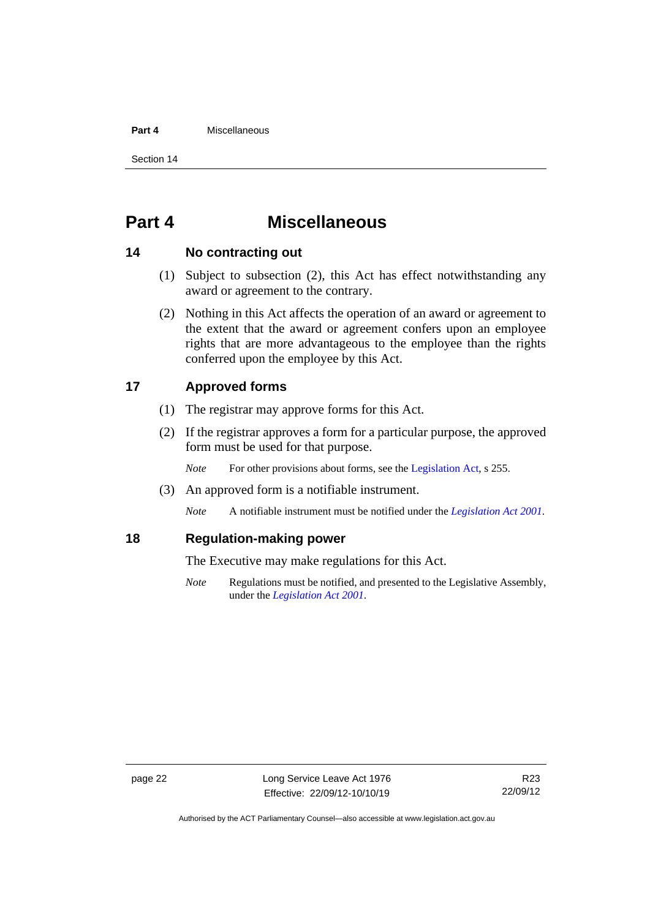# Part 4 Miscellaneous

## 14 No contracting out

(1) Subject to subsection (2), this Act has effect notwithstanding any award or agreement to the contrary.

(2) Nothing in this Act affects the operation of an award or agreement to the extent that the award or agreement confers upon an employee rights that are more advantageous to the employee than the rights conferred upon the employee by this Act.

## 17 Approved forms

(1) The registrar may approve forms for this Act.

(2) If the registrar approves a form for a particular purpose, the approved form must be used for that purpose.

*Note* For other provisions about forms, see the Legislation Act, s 255.

(3) An approved form is a notifiable instrument.

*Note* A notifiable instrument must be notified under the *Legislation Act 2001*.

## 18 Regulation-making power

The Executive may make regulations for this Act.

*Note* Regulations must be notified, and presented to the Legislative Assembly, under the *Legislation Act 2001*.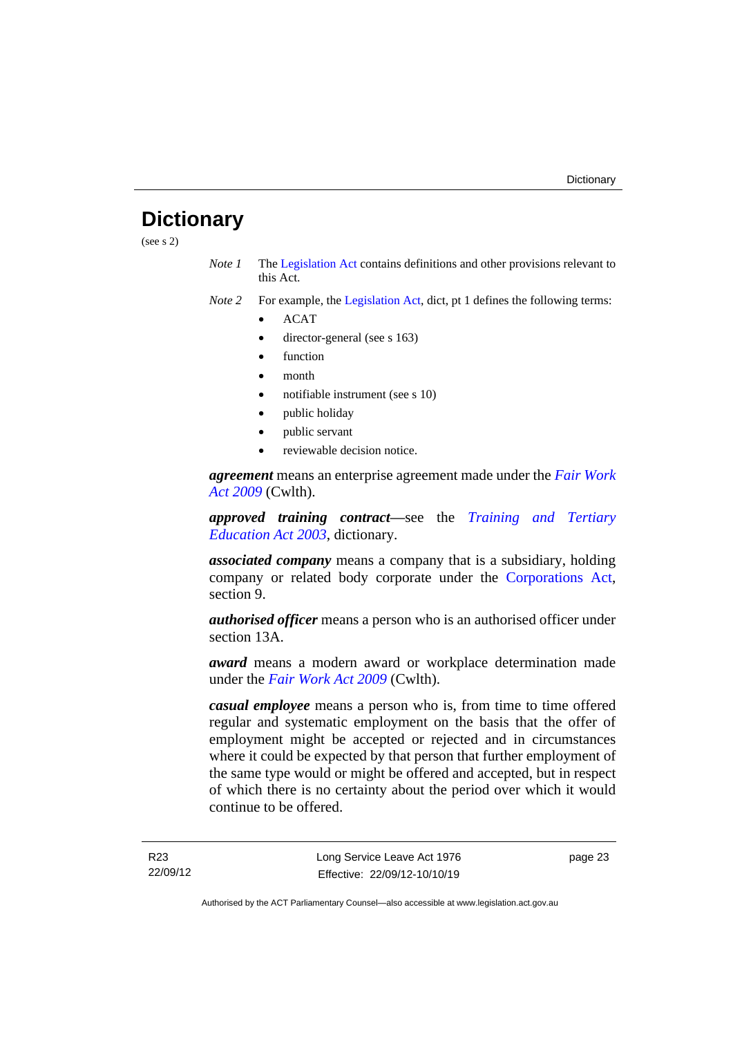# Dictionary

(see s 2)

*Note 1* The Legislation Act contains definitions and other provisions relevant to this Act.

*Note 2* For example, the Legislation Act, dict, pt 1 defines the following terms:

- ACAT
- director-general (see s 163)
- function
- month
- notifiable instrument (see s 10)
- public holiday
- public servant
- reviewable decision notice.

***agreement*** means an enterprise agreement made under the *Fair Work Act 2009* (Cwlth).

***approved training contract***—see the *Training and Tertiary Education Act 2003*, dictionary.

***associated company*** means a company that is a subsidiary, holding company or related body corporate under the Corporations Act, section 9.

***authorised officer*** means a person who is an authorised officer under section 13A.

***award*** means a modern award or workplace determination made under the *Fair Work Act 2009* (Cwlth).

***casual employee*** means a person who is, from time to time offered regular and systematic employment on the basis that the offer of employment might be accepted or rejected and in circumstances where it could be expected by that person that further employment of the same type would or might be offered and accepted, but in respect of which there is no certainty about the period over which it would continue to be offered.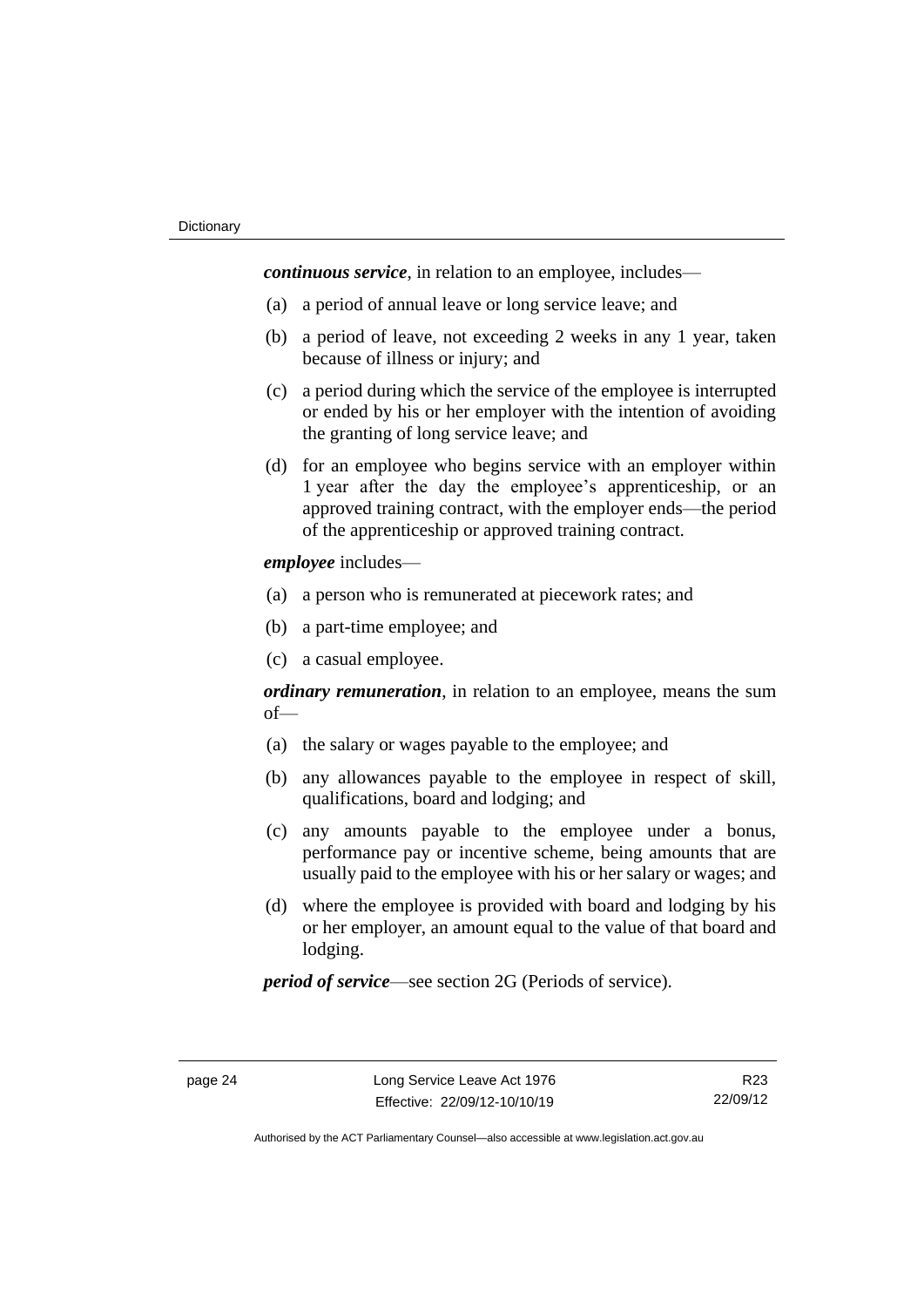***continuous service***, in relation to an employee, includes—

(a) a period of annual leave or long service leave; and

(b) a period of leave, not exceeding 2 weeks in any 1 year, taken because of illness or injury; and

(c) a period during which the service of the employee is interrupted or ended by his or her employer with the intention of avoiding the granting of long service leave; and

(d) for an employee who begins service with an employer within 1 year after the day the employee's apprenticeship, or an approved training contract, with the employer ends—the period of the apprenticeship or approved training contract.

***employee*** includes—

(a) a person who is remunerated at piecework rates; and

(b) a part-time employee; and

(c) a casual employee.

***ordinary remuneration***, in relation to an employee, means the sum of—

(a) the salary or wages payable to the employee; and

(b) any allowances payable to the employee in respect of skill, qualifications, board and lodging; and

(c) any amounts payable to the employee under a bonus, performance pay or incentive scheme, being amounts that are usually paid to the employee with his or her salary or wages; and

(d) where the employee is provided with board and lodging by his or her employer, an amount equal to the value of that board and lodging.

***period of service***—see section 2G (Periods of service).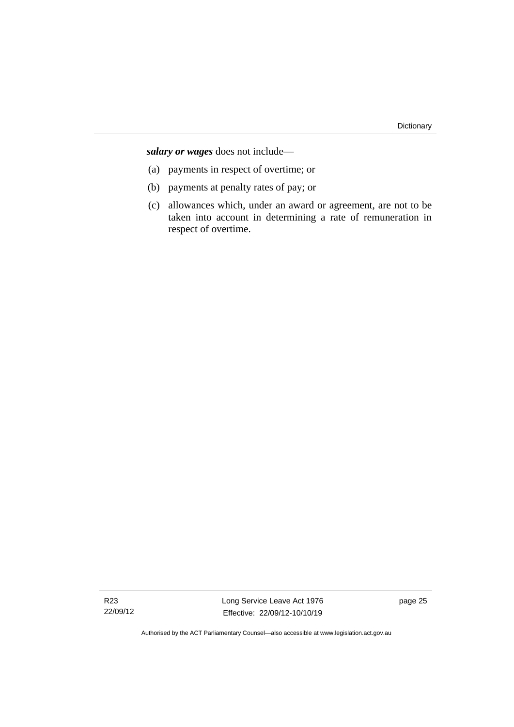***salary or wages*** does not include—

(a) payments in respect of overtime; or

(b) payments at penalty rates of pay; or

(c) allowances which, under an award or agreement, are not to be taken into account in determining a rate of remuneration in respect of overtime.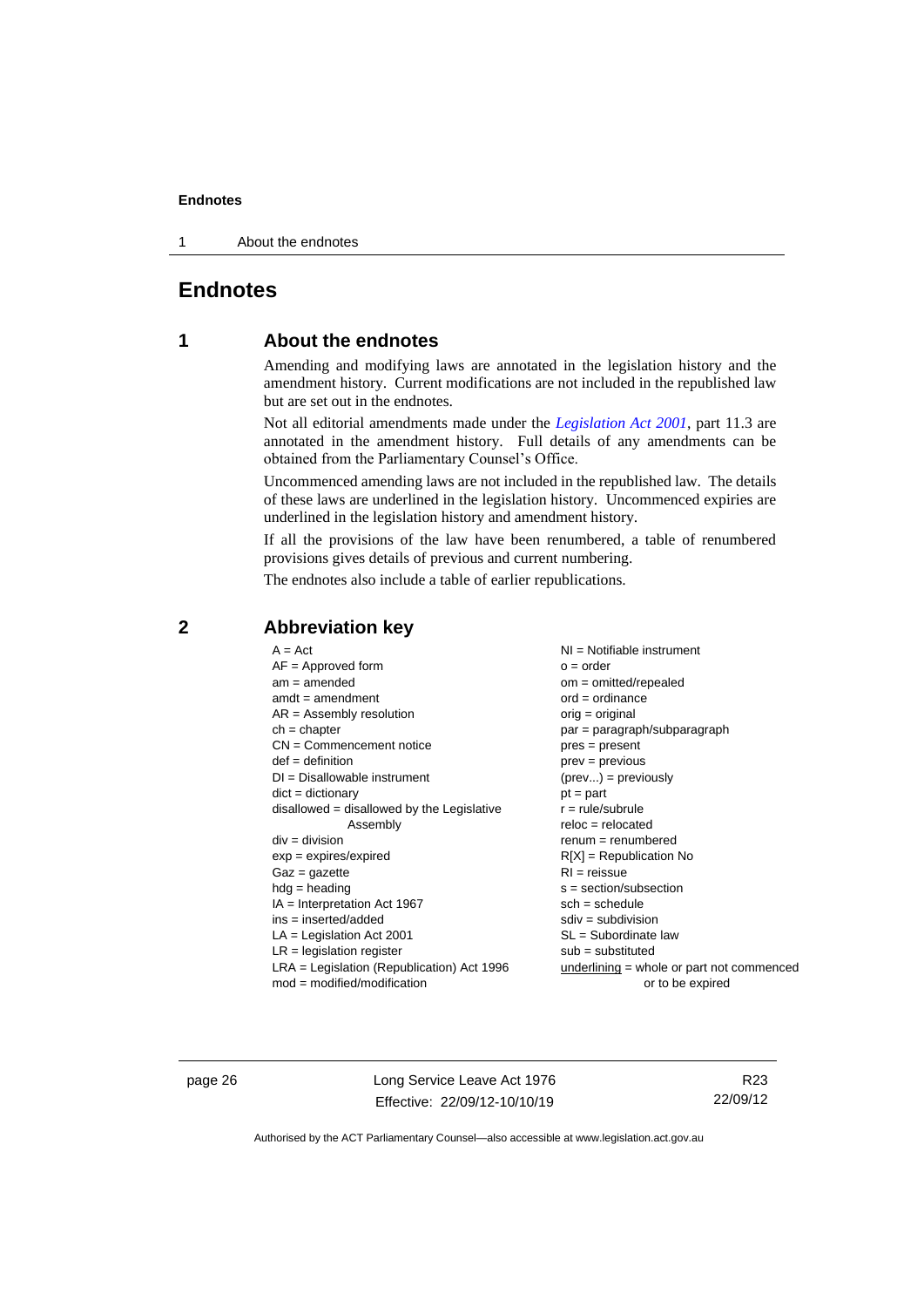# Endnotes

## 1 About the endnotes

Amending and modifying laws are annotated in the legislation history and the amendment history. Current modifications are not included in the republished law but are set out in the endnotes.

Not all editorial amendments made under the *Legislation Act 2001*, part 11.3 are annotated in the amendment history. Full details of any amendments can be obtained from the Parliamentary Counsel's Office.

Uncommenced amending laws are not included in the republished law. The details of these laws are underlined in the legislation history. Uncommenced expiries are underlined in the legislation history and amendment history.

If all the provisions of the law have been renumbered, a table of renumbered provisions gives details of previous and current numbering.

The endnotes also include a table of earlier republications.

## 2 Abbreviation key

A = Act
AF = Approved form
am = amended
amdt = amendment
AR = Assembly resolution
ch = chapter
CN = Commencement notice
def = definition
DI = Disallowable instrument
dict = dictionary
disallowed = disallowed by the Legislative Assembly
div = division
exp = expires/expired
Gaz = gazette
hdg = heading
IA = Interpretation Act 1967
ins = inserted/added
LA = Legislation Act 2001
LR = legislation register
LRA = Legislation (Republication) Act 1996
mod = modified/modification
NI = Notifiable instrument
o = order
om = omitted/repealed
ord = ordinance
orig = original
par = paragraph/subparagraph
pres = present
prev = previous
(prev...) = previously
pt = part
r = rule/subrule
reloc = relocated
renum = renumbered
R[X] = Republication No
RI = reissue
s = section/subsection
sch = schedule
sdiv = subdivision
SL = Subordinate law
sub = substituted
underlining = whole or part not commenced or to be expired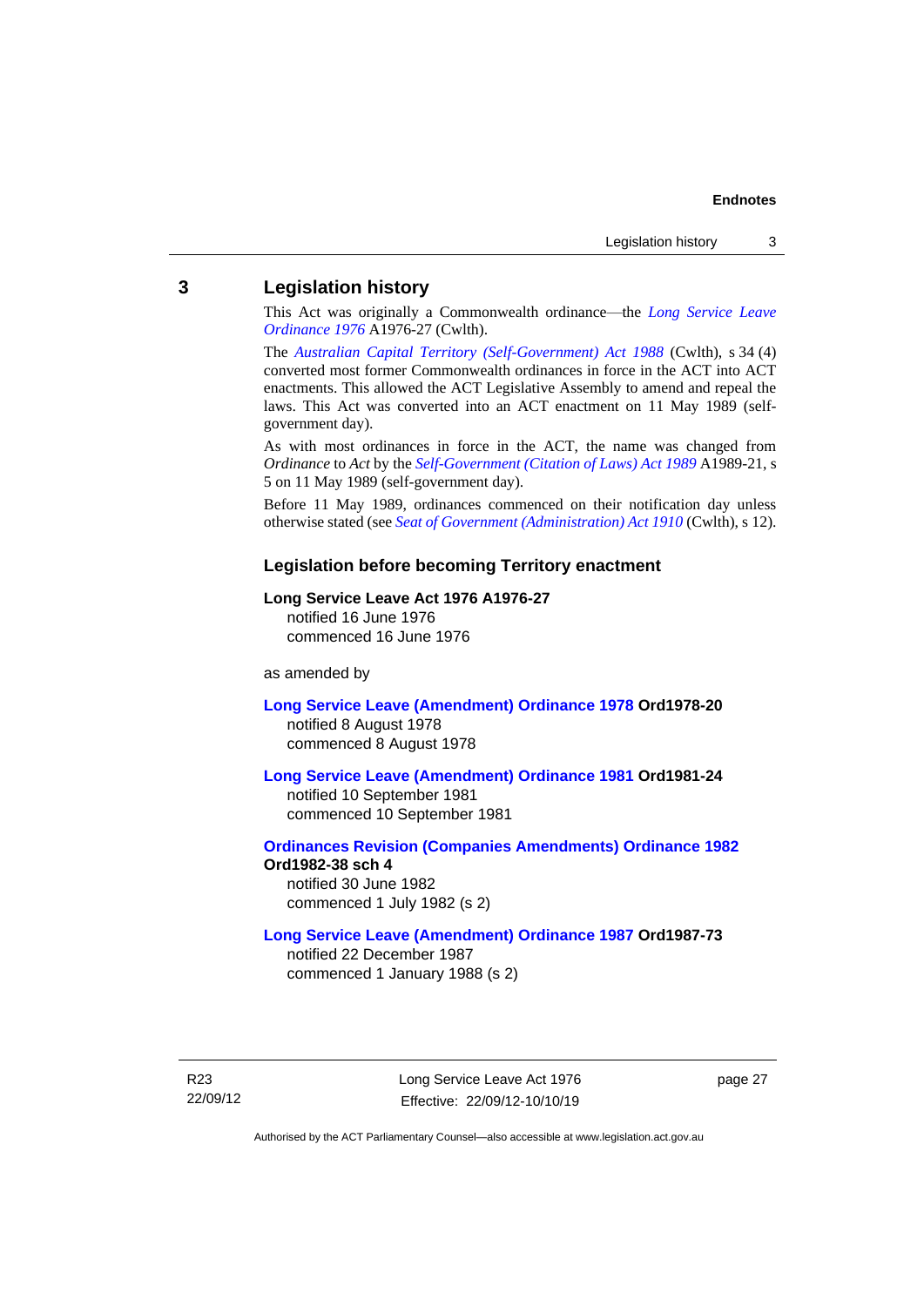## 3 Legislation history

This Act was originally a Commonwealth ordinance—the *Long Service Leave Ordinance 1976* A1976-27 (Cwlth).

The *Australian Capital Territory (Self-Government) Act 1988* (Cwlth), s 34 (4) converted most former Commonwealth ordinances in force in the ACT into ACT enactments. This allowed the ACT Legislative Assembly to amend and repeal the laws. This Act was converted into an ACT enactment on 11 May 1989 (self-government day).

As with most ordinances in force in the ACT, the name was changed from *Ordinance* to *Act* by the *Self-Government (Citation of Laws) Act 1989* A1989-21, s 5 on 11 May 1989 (self-government day).

Before 11 May 1989, ordinances commenced on their notification day unless otherwise stated (see *Seat of Government (Administration) Act 1910* (Cwlth), s 12).

### Legislation before becoming Territory enactment

**Long Service Leave Act 1976 A1976-27**
notified 16 June 1976
commenced 16 June 1976

as amended by

**Long Service Leave (Amendment) Ordinance 1978 Ord1978-20**
notified 8 August 1978
commenced 8 August 1978

**Long Service Leave (Amendment) Ordinance 1981 Ord1981-24**
notified 10 September 1981
commenced 10 September 1981

**Ordinances Revision (Companies Amendments) Ordinance 1982 Ord1982-38 sch 4**
notified 30 June 1982
commenced 1 July 1982 (s 2)

**Long Service Leave (Amendment) Ordinance 1987 Ord1987-73**
notified 22 December 1987
commenced 1 January 1988 (s 2)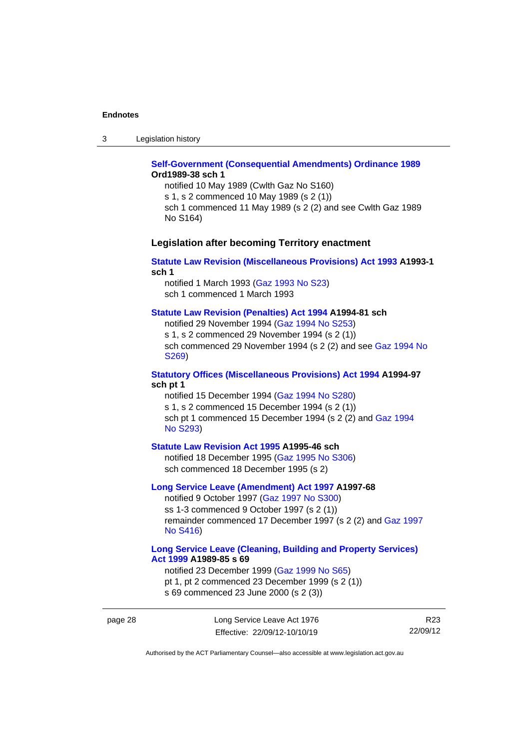**Self-Government (Consequential Amendments) Ordinance 1989 Ord1989-38 sch 1**

notified 10 May 1989 (Cwlth Gaz No S160)
s 1, s 2 commenced 10 May 1989 (s 2 (1))
sch 1 commenced 11 May 1989 (s 2 (2) and see Cwlth Gaz 1989 No S164)

### Legislation after becoming Territory enactment

**Statute Law Revision (Miscellaneous Provisions) Act 1993 A1993-1 sch 1**

notified 1 March 1993 (Gaz 1993 No S23)
sch 1 commenced 1 March 1993

**Statute Law Revision (Penalties) Act 1994 A1994-81 sch**

notified 29 November 1994 (Gaz 1994 No S253)
s 1, s 2 commenced 29 November 1994 (s 2 (1))
sch commenced 29 November 1994 (s 2 (2) and see Gaz 1994 No S269)

**Statutory Offices (Miscellaneous Provisions) Act 1994 A1994-97 sch pt 1**

notified 15 December 1994 (Gaz 1994 No S280)
s 1, s 2 commenced 15 December 1994 (s 2 (1))
sch pt 1 commenced 15 December 1994 (s 2 (2) and Gaz 1994 No S293)

**Statute Law Revision Act 1995 A1995-46 sch**

notified 18 December 1995 (Gaz 1995 No S306)
sch commenced 18 December 1995 (s 2)

**Long Service Leave (Amendment) Act 1997 A1997-68**

notified 9 October 1997 (Gaz 1997 No S300)
ss 1-3 commenced 9 October 1997 (s 2 (1))
remainder commenced 17 December 1997 (s 2 (2) and Gaz 1997 No S416)

**Long Service Leave (Cleaning, Building and Property Services) Act 1999 A1989-85 s 69**

notified 23 December 1999 (Gaz 1999 No S65)
pt 1, pt 2 commenced 23 December 1999 (s 2 (1))
s 69 commenced 23 June 2000 (s 2 (3))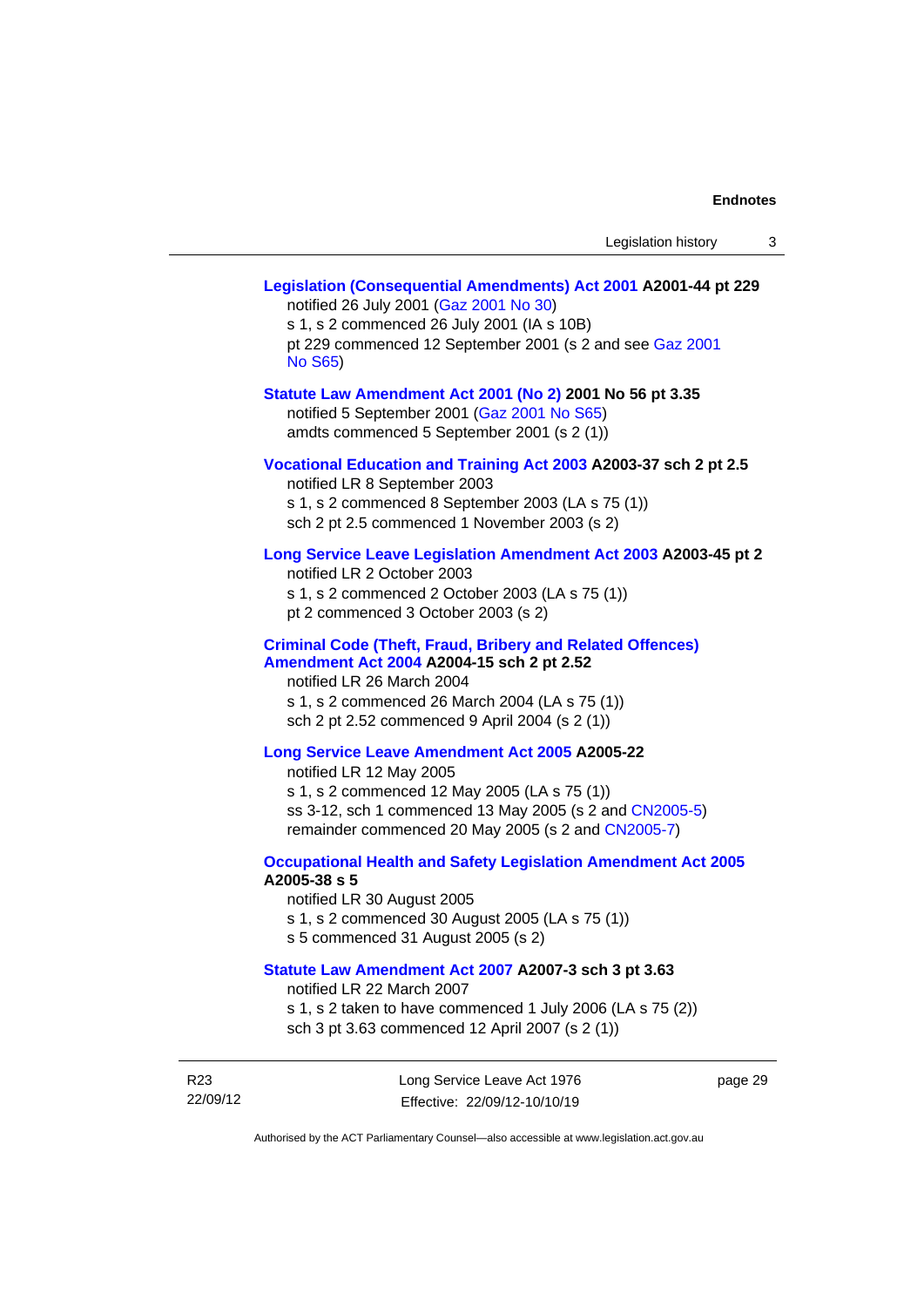**Legislation (Consequential Amendments) Act 2001 A2001-44 pt 229**
notified 26 July 2001 (Gaz 2001 No 30)
s 1, s 2 commenced 26 July 2001 (IA s 10B)
pt 229 commenced 12 September 2001 (s 2 and see Gaz 2001 No S65)

**Statute Law Amendment Act 2001 (No 2) 2001 No 56 pt 3.35**
notified 5 September 2001 (Gaz 2001 No S65)
amdts commenced 5 September 2001 (s 2 (1))

**Vocational Education and Training Act 2003 A2003-37 sch 2 pt 2.5**
notified LR 8 September 2003
s 1, s 2 commenced 8 September 2003 (LA s 75 (1))
sch 2 pt 2.5 commenced 1 November 2003 (s 2)

**Long Service Leave Legislation Amendment Act 2003 A2003-45 pt 2**
notified LR 2 October 2003
s 1, s 2 commenced 2 October 2003 (LA s 75 (1))
pt 2 commenced 3 October 2003 (s 2)

**Criminal Code (Theft, Fraud, Bribery and Related Offences) Amendment Act 2004 A2004-15 sch 2 pt 2.52**
notified LR 26 March 2004
s 1, s 2 commenced 26 March 2004 (LA s 75 (1))
sch 2 pt 2.52 commenced 9 April 2004 (s 2 (1))

**Long Service Leave Amendment Act 2005 A2005-22**
notified LR 12 May 2005
s 1, s 2 commenced 12 May 2005 (LA s 75 (1))
ss 3-12, sch 1 commenced 13 May 2005 (s 2 and CN2005-5)
remainder commenced 20 May 2005 (s 2 and CN2005-7)

**Occupational Health and Safety Legislation Amendment Act 2005 A2005-38 s 5**
notified LR 30 August 2005
s 1, s 2 commenced 30 August 2005 (LA s 75 (1))
s 5 commenced 31 August 2005 (s 2)

**Statute Law Amendment Act 2007 A2007-3 sch 3 pt 3.63**
notified LR 22 March 2007
s 1, s 2 taken to have commenced 1 July 2006 (LA s 75 (2))
sch 3 pt 3.63 commenced 12 April 2007 (s 2 (1))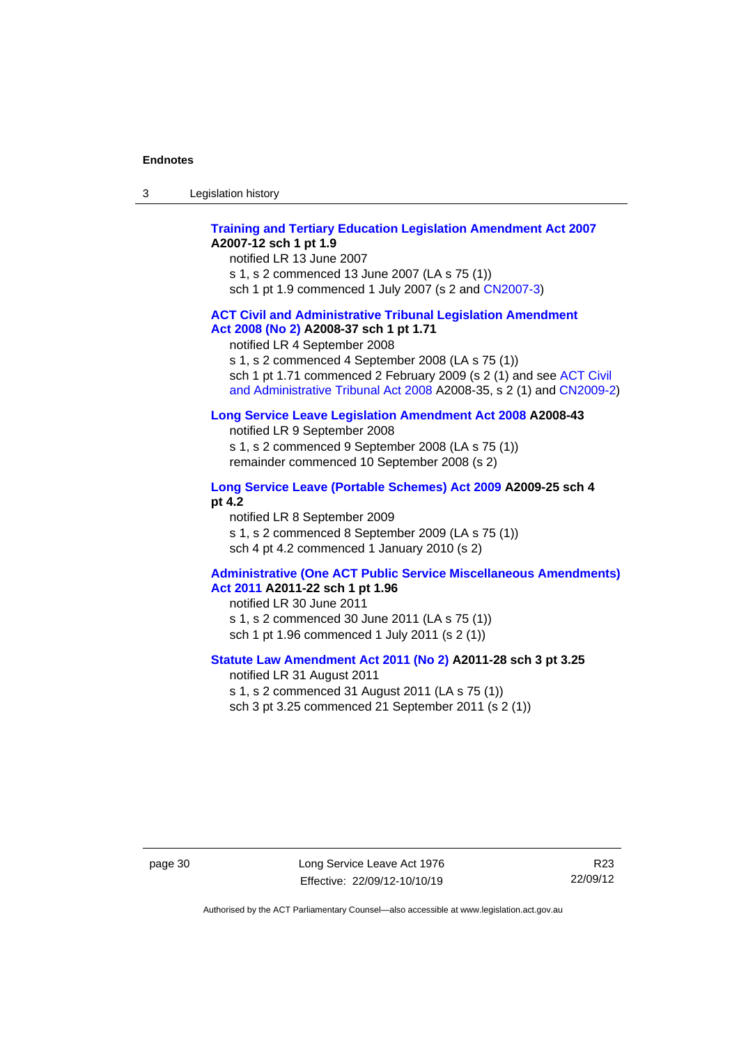**Training and Tertiary Education Legislation Amendment Act 2007 A2007-12 sch 1 pt 1.9**

notified LR 13 June 2007

s 1, s 2 commenced 13 June 2007 (LA s 75 (1))

sch 1 pt 1.9 commenced 1 July 2007 (s 2 and CN2007-3)

**ACT Civil and Administrative Tribunal Legislation Amendment Act 2008 (No 2) A2008-37 sch 1 pt 1.71**

notified LR 4 September 2008

s 1, s 2 commenced 4 September 2008 (LA s 75 (1))

sch 1 pt 1.71 commenced 2 February 2009 (s 2 (1) and see ACT Civil and Administrative Tribunal Act 2008 A2008-35, s 2 (1) and CN2009-2)

**Long Service Leave Legislation Amendment Act 2008 A2008-43**

notified LR 9 September 2008

s 1, s 2 commenced 9 September 2008 (LA s 75 (1))

remainder commenced 10 September 2008 (s 2)

**Long Service Leave (Portable Schemes) Act 2009 A2009-25 sch 4 pt 4.2**

notified LR 8 September 2009

s 1, s 2 commenced 8 September 2009 (LA s 75 (1))

sch 4 pt 4.2 commenced 1 January 2010 (s 2)

**Administrative (One ACT Public Service Miscellaneous Amendments) Act 2011 A2011-22 sch 1 pt 1.96**

notified LR 30 June 2011

s 1, s 2 commenced 30 June 2011 (LA s 75 (1))

sch 1 pt 1.96 commenced 1 July 2011 (s 2 (1))

**Statute Law Amendment Act 2011 (No 2) A2011-28 sch 3 pt 3.25**

notified LR 31 August 2011

s 1, s 2 commenced 31 August 2011 (LA s 75 (1))

sch 3 pt 3.25 commenced 21 September 2011 (s 2 (1))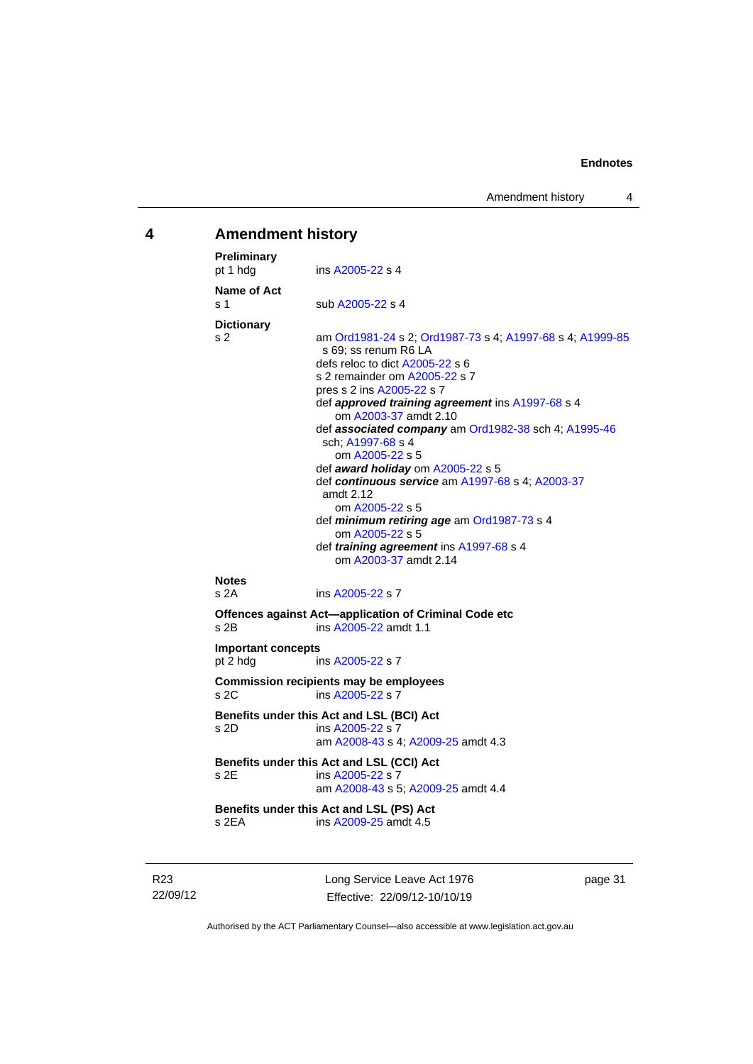## 4 Amendment history

**Preliminary**
pt 1 hdg ins A2005-22 s 4

**Name of Act**
s 1 sub A2005-22 s 4

**Dictionary**
s 2 am Ord1981-24 s 2; Ord1987-73 s 4; A1997-68 s 4; A1999-85 s 69; ss renum R6 LA
defs reloc to dict A2005-22 s 6
s 2 remainder om A2005-22 s 7
pres s 2 ins A2005-22 s 7
def ***approved training agreement*** ins A1997-68 s 4
om A2003-37 amdt 2.10
def ***associated company*** am Ord1982-38 sch 4; A1995-46 sch; A1997-68 s 4
om A2005-22 s 5
def ***award holiday*** om A2005-22 s 5
def ***continuous service*** am A1997-68 s 4; A2003-37 amdt 2.12
om A2005-22 s 5
def ***minimum retiring age*** am Ord1987-73 s 4
om A2005-22 s 5
def ***training agreement*** ins A1997-68 s 4
om A2003-37 amdt 2.14

**Notes**
s 2A ins A2005-22 s 7

**Offences against Act—application of Criminal Code etc**
s 2B ins A2005-22 amdt 1.1

**Important concepts**
pt 2 hdg ins A2005-22 s 7

**Commission recipients may be employees**
s 2C ins A2005-22 s 7

**Benefits under this Act and LSL (BCI) Act**
s 2D ins A2005-22 s 7
am A2008-43 s 4; A2009-25 amdt 4.3

**Benefits under this Act and LSL (CCI) Act**
s 2E ins A2005-22 s 7
am A2008-43 s 5; A2009-25 amdt 4.4

**Benefits under this Act and LSL (PS) Act**
s 2EA ins A2009-25 amdt 4.5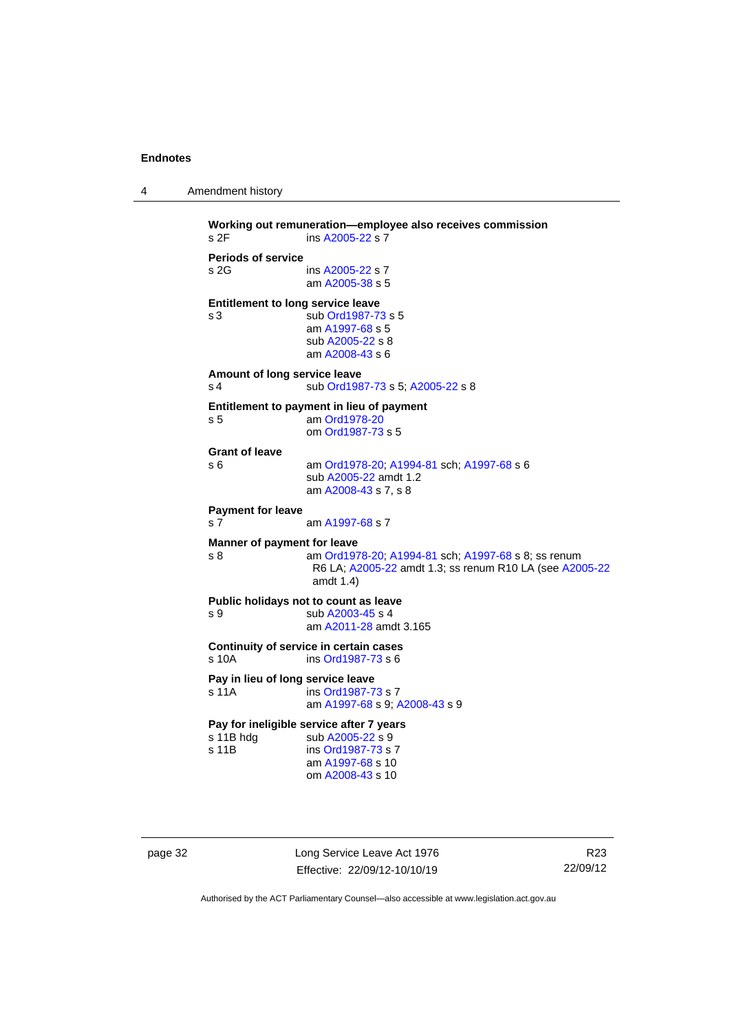## 4 Amendment history

**Working out remuneration—employee also receives commission**
s 2F ins A2005-22 s 7

**Periods of service**
s 2G ins A2005-22 s 7
am A2005-38 s 5

**Entitlement to long service leave**
s 3 sub Ord1987-73 s 5
am A1997-68 s 5
sub A2005-22 s 8
am A2008-43 s 6

**Amount of long service leave**
s 4 sub Ord1987-73 s 5; A2005-22 s 8

**Entitlement to payment in lieu of payment**
s 5 am Ord1978-20
om Ord1987-73 s 5

**Grant of leave**
s 6 am Ord1978-20; A1994-81 sch; A1997-68 s 6
sub A2005-22 amdt 1.2
am A2008-43 s 7, s 8

**Payment for leave**
s 7 am A1997-68 s 7

**Manner of payment for leave**
s 8 am Ord1978-20; A1994-81 sch; A1997-68 s 8; ss renum R6 LA; A2005-22 amdt 1.3; ss renum R10 LA (see A2005-22 amdt 1.4)

**Public holidays not to count as leave**
s 9 sub A2003-45 s 4
am A2011-28 amdt 3.165

**Continuity of service in certain cases**
s 10A ins Ord1987-73 s 6

**Pay in lieu of long service leave**
s 11A ins Ord1987-73 s 7
am A1997-68 s 9; A2008-43 s 9

**Pay for ineligible service after 7 years**
s 11B hdg sub A2005-22 s 9
s 11B ins Ord1987-73 s 7
am A1997-68 s 10
om A2008-43 s 10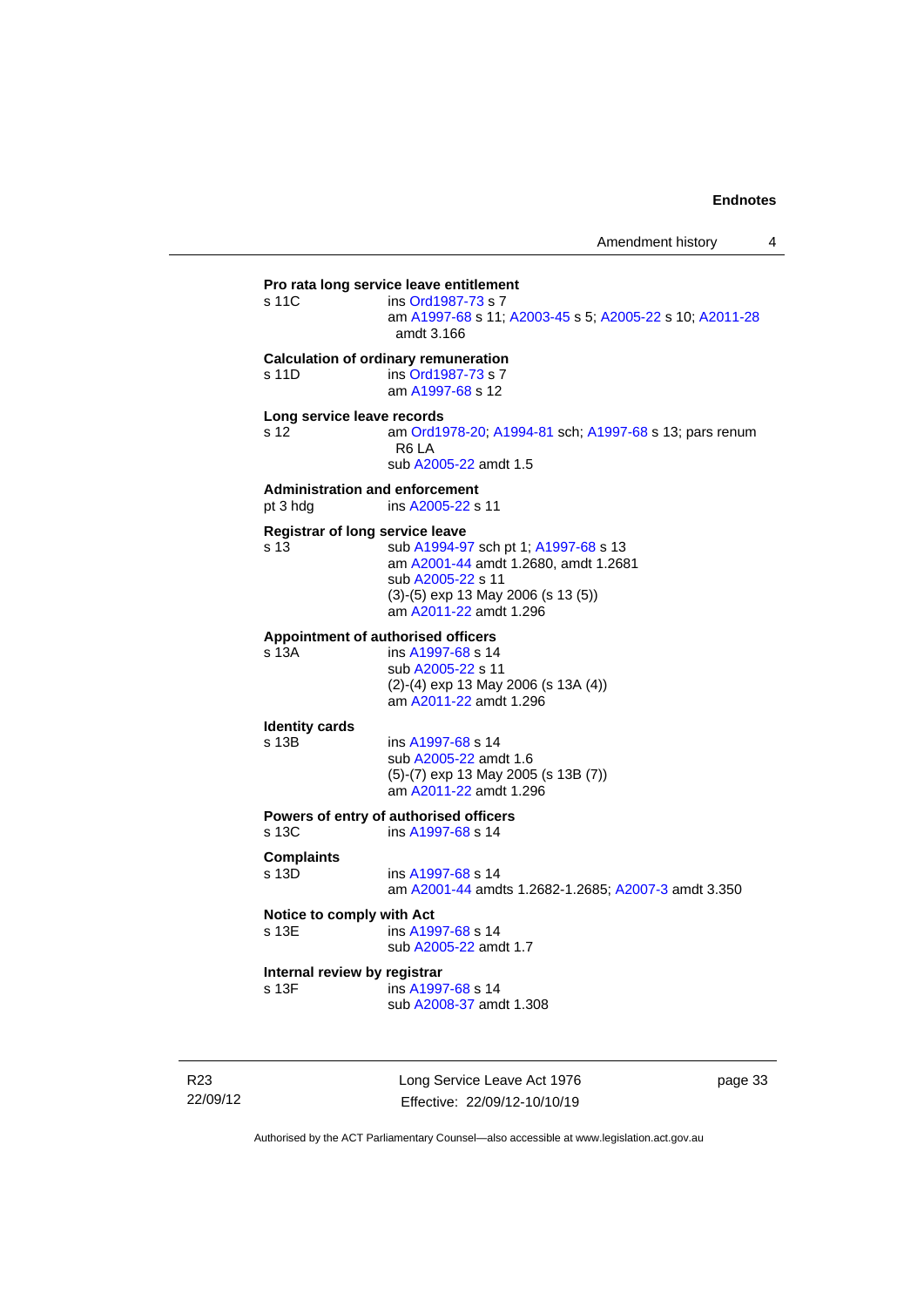**Pro rata long service leave entitlement**

s 11C ins Ord1987-73 s 7
am A1997-68 s 11; A2003-45 s 5; A2005-22 s 10; A2011-28 amdt 3.166

**Calculation of ordinary remuneration**

s 11D ins Ord1987-73 s 7
am A1997-68 s 12

**Long service leave records**

s 12 am Ord1978-20; A1994-81 sch; A1997-68 s 13; pars renum R6 LA
sub A2005-22 amdt 1.5

**Administration and enforcement**

pt 3 hdg ins A2005-22 s 11

**Registrar of long service leave**

s 13 sub A1994-97 sch pt 1; A1997-68 s 13
am A2001-44 amdt 1.2680, amdt 1.2681
sub A2005-22 s 11
(3)-(5) exp 13 May 2006 (s 13 (5))
am A2011-22 amdt 1.296

**Appointment of authorised officers**

s 13A ins A1997-68 s 14
sub A2005-22 s 11
(2)-(4) exp 13 May 2006 (s 13A (4))
am A2011-22 amdt 1.296

**Identity cards**

s 13B ins A1997-68 s 14
sub A2005-22 amdt 1.6
(5)-(7) exp 13 May 2005 (s 13B (7))
am A2011-22 amdt 1.296

**Powers of entry of authorised officers**

s 13C ins A1997-68 s 14

**Complaints**

s 13D ins A1997-68 s 14
am A2001-44 amdts 1.2682-1.2685; A2007-3 amdt 3.350

**Notice to comply with Act**

s 13E ins A1997-68 s 14
sub A2005-22 amdt 1.7

**Internal review by registrar**

s 13F ins A1997-68 s 14
sub A2008-37 amdt 1.308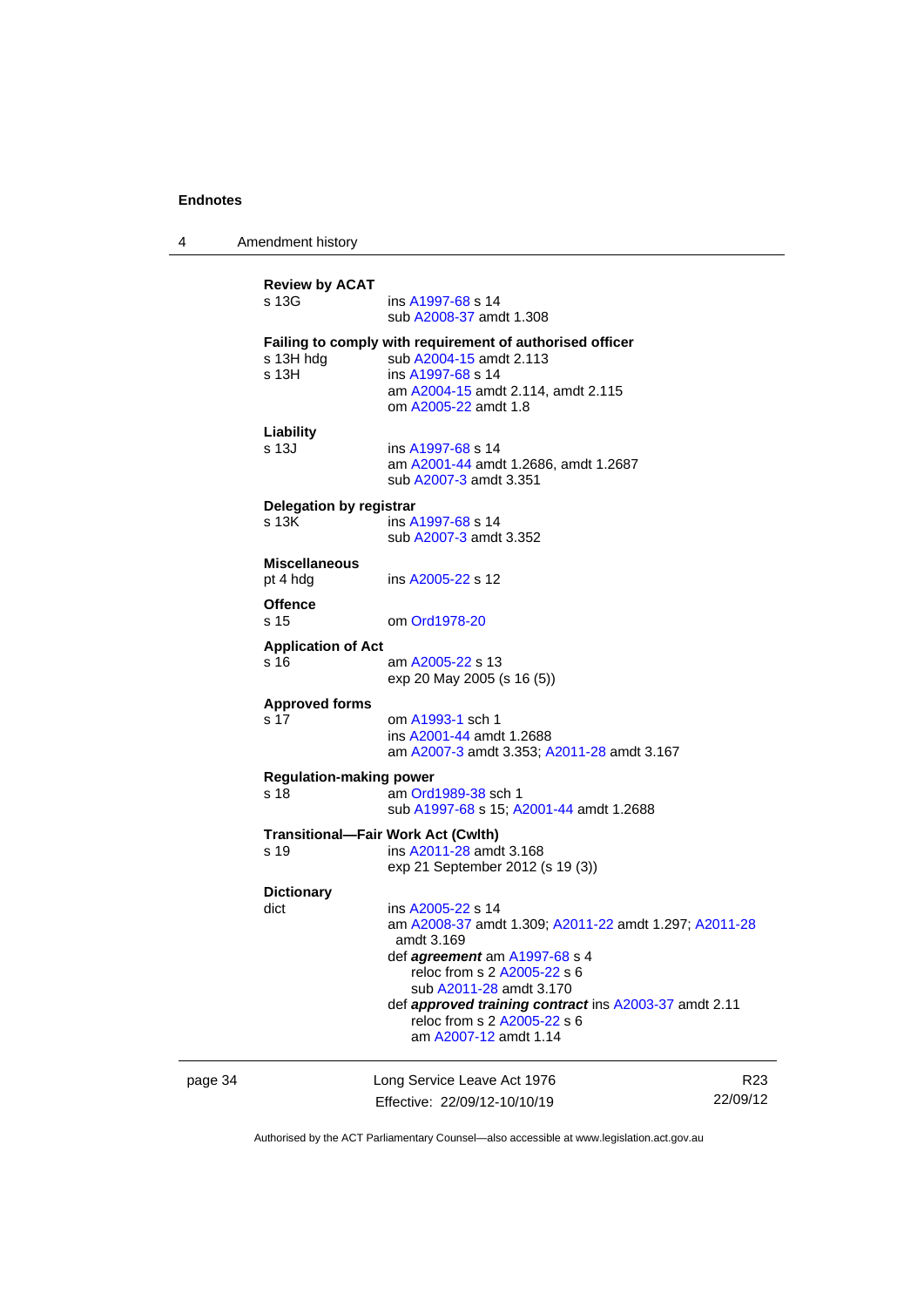**Review by ACAT**
s 13G ins A1997-68 s 14
sub A2008-37 amdt 1.308

**Failing to comply with requirement of authorised officer**
s 13H hdg sub A2004-15 amdt 2.113
s 13H ins A1997-68 s 14
am A2004-15 amdt 2.114, amdt 2.115
om A2005-22 amdt 1.8

**Liability**
s 13J ins A1997-68 s 14
am A2001-44 amdt 1.2686, amdt 1.2687
sub A2007-3 amdt 3.351

**Delegation by registrar**
s 13K ins A1997-68 s 14
sub A2007-3 amdt 3.352

**Miscellaneous**
pt 4 hdg ins A2005-22 s 12

**Offence**
s 15 om Ord1978-20

**Application of Act**
s 16 am A2005-22 s 13
exp 20 May 2005 (s 16 (5))

**Approved forms**
s 17 om A1993-1 sch 1
ins A2001-44 amdt 1.2688
am A2007-3 amdt 3.353; A2011-28 amdt 3.167

**Regulation-making power**
s 18 am Ord1989-38 sch 1
sub A1997-68 s 15; A2001-44 amdt 1.2688

**Transitional—Fair Work Act (Cwlth)**
s 19 ins A2011-28 amdt 3.168
exp 21 September 2012 (s 19 (3))

**Dictionary**
dict ins A2005-22 s 14
am A2008-37 amdt 1.309; A2011-22 amdt 1.297; A2011-28 amdt 3.169
def ***agreement*** am A1997-68 s 4
reloc from s 2 A2005-22 s 6
sub A2011-28 amdt 3.170
def ***approved training contract*** ins A2003-37 amdt 2.11
reloc from s 2 A2005-22 s 6
am A2007-12 amdt 1.14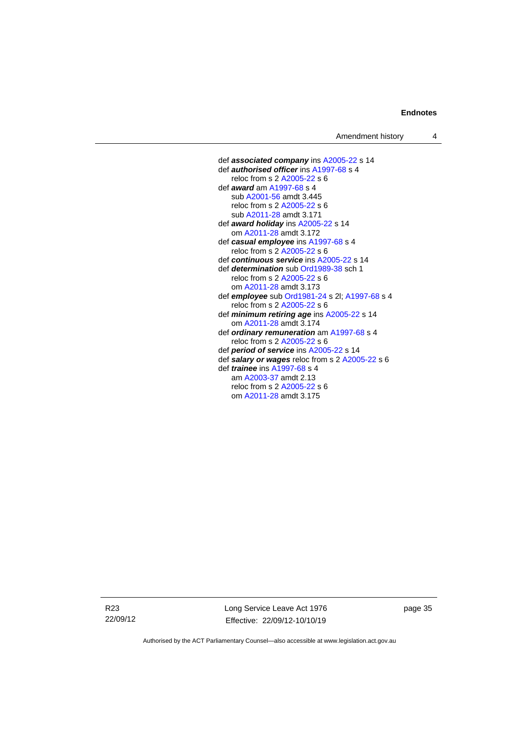def ***associated company*** ins A2005-22 s 14
def ***authorised officer*** ins A1997-68 s 4
    reloc from s 2 A2005-22 s 6
def ***award*** am A1997-68 s 4
    sub A2001-56 amdt 3.445
    reloc from s 2 A2005-22 s 6
    sub A2011-28 amdt 3.171
def ***award holiday*** ins A2005-22 s 14
    om A2011-28 amdt 3.172
def ***casual employee*** ins A1997-68 s 4
    reloc from s 2 A2005-22 s 6
def ***continuous service*** ins A2005-22 s 14
def ***determination*** sub Ord1989-38 sch 1
    reloc from s 2 A2005-22 s 6
    om A2011-28 amdt 3.173
def ***employee*** sub Ord1981-24 s 2l; A1997-68 s 4
    reloc from s 2 A2005-22 s 6
def ***minimum retiring age*** ins A2005-22 s 14
    om A2011-28 amdt 3.174
def ***ordinary remuneration*** am A1997-68 s 4
    reloc from s 2 A2005-22 s 6
def ***period of service*** ins A2005-22 s 14
def ***salary or wages*** reloc from s 2 A2005-22 s 6
def ***trainee*** ins A1997-68 s 4
    am A2003-37 amdt 2.13
    reloc from s 2 A2005-22 s 6
    om A2011-28 amdt 3.175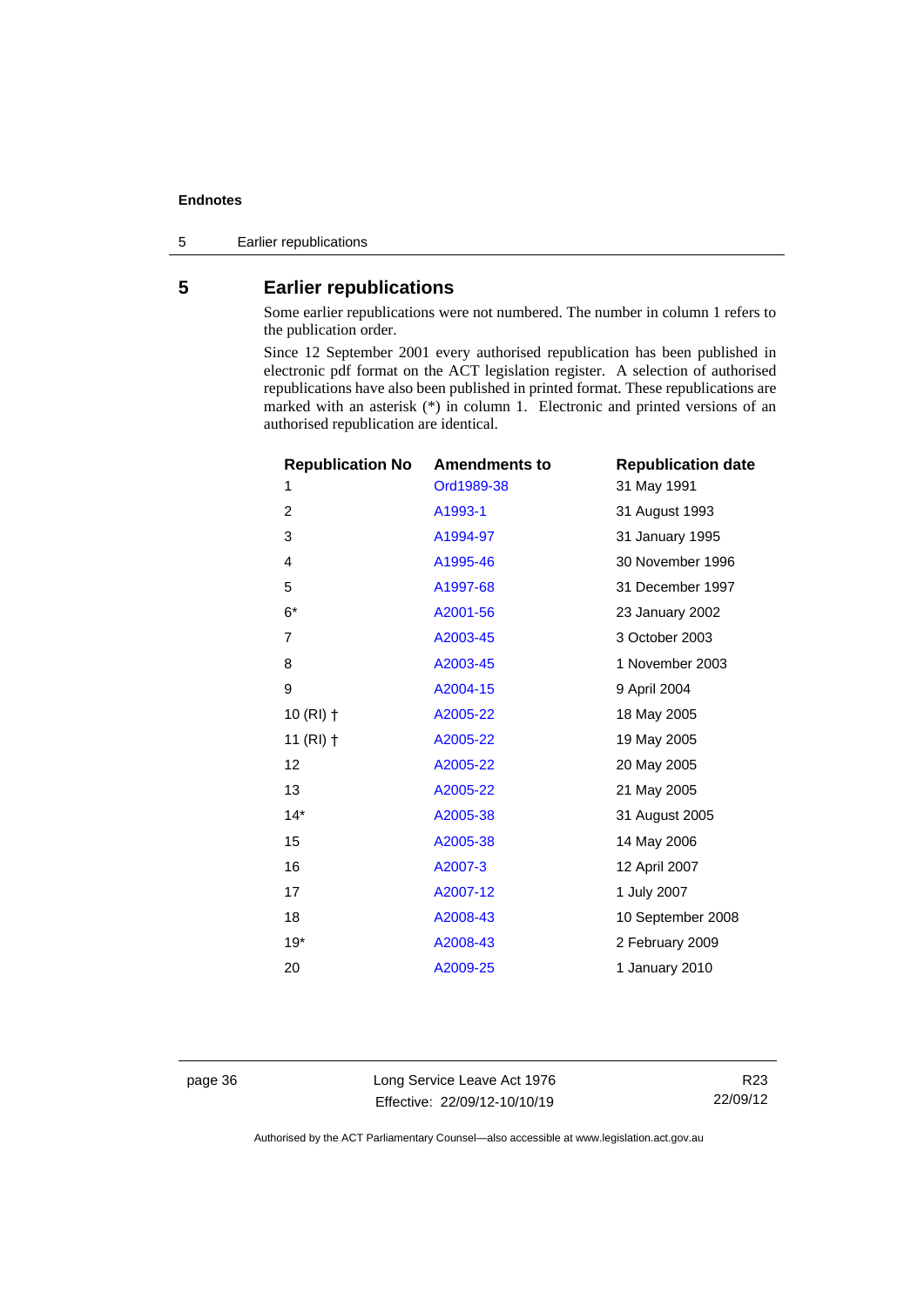## 5 Earlier republications

Some earlier republications were not numbered. The number in column 1 refers to the publication order.

Since 12 September 2001 every authorised republication has been published in electronic pdf format on the ACT legislation register. A selection of authorised republications have also been published in printed format. These republications are marked with an asterisk (*) in column 1. Electronic and printed versions of an authorised republication are identical.

| Republication No | Amendments to | Republication date |
|---|---|---|
| 1 | Ord1989-38 | 31 May 1991 |
| 2 | A1993-1 | 31 August 1993 |
| 3 | A1994-97 | 31 January 1995 |
| 4 | A1995-46 | 30 November 1996 |
| 5 | A1997-68 | 31 December 1997 |
| 6* | A2001-56 | 23 January 2002 |
| 7 | A2003-45 | 3 October 2003 |
| 8 | A2003-45 | 1 November 2003 |
| 9 | A2004-15 | 9 April 2004 |
| 10 (RI) † | A2005-22 | 18 May 2005 |
| 11 (RI) † | A2005-22 | 19 May 2005 |
| 12 | A2005-22 | 20 May 2005 |
| 13 | A2005-22 | 21 May 2005 |
| 14* | A2005-38 | 31 August 2005 |
| 15 | A2005-38 | 14 May 2006 |
| 16 | A2007-3 | 12 April 2007 |
| 17 | A2007-12 | 1 July 2007 |
| 18 | A2008-43 | 10 September 2008 |
| 19* | A2008-43 | 2 February 2009 |
| 20 | A2009-25 | 1 January 2010 |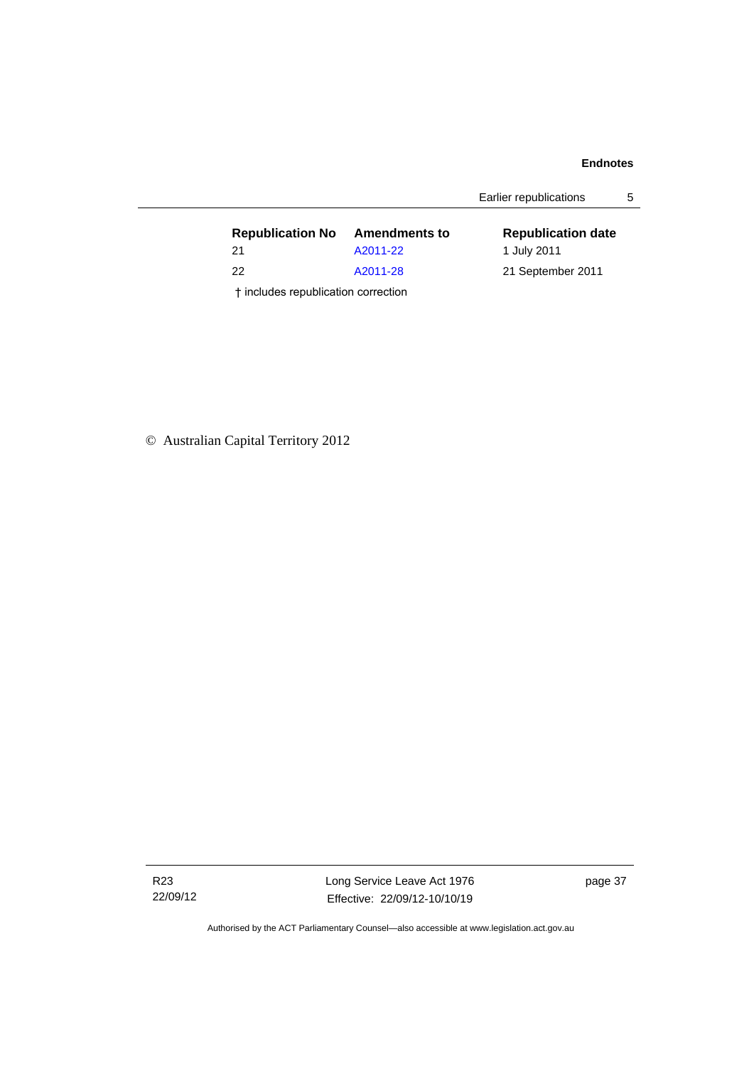| Republication No | Amendments to | Republication date |
| --- | --- | --- |
| 21 | A2011-22 | 1 July 2011 |
| 22 | A2011-28 | 21 September 2011 |

† includes republication correction

© Australian Capital Territory 2012